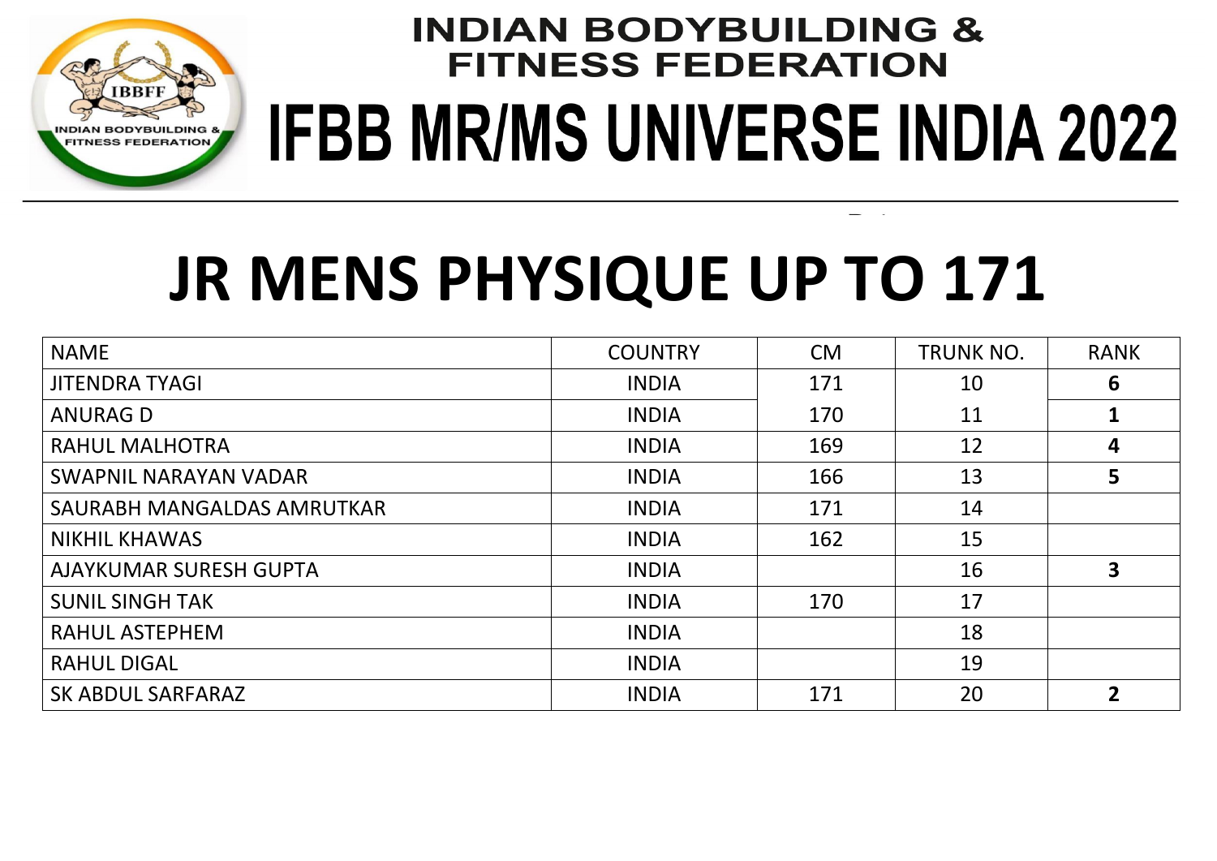# INDIAN BODYBUILDING & FITNESS FEDERATION

# IFBB MR/MS UNIVERSE INDIA 2022

## JR MENS PHYSIQUE UP TO 171

| NAME | COUNTRY | CM | TRUNK NO. | RANK |
|---|---|---|---|---|
| JITENDRA TYAGI | INDIA | 171 | 10 | **6** |
| ANURAG D | INDIA | 170 | 11 | **1** |
| RAHUL MALHOTRA | INDIA | 169 | 12 | **4** |
| SWAPNIL NARAYAN VADAR | INDIA | 166 | 13 | **5** |
| SAURABH MANGALDAS AMRUTKAR | INDIA | 171 | 14 | |
| NIKHIL KHAWAS | INDIA | 162 | 15 | |
| AJAYKUMAR SURESH GUPTA | INDIA | | 16 | **3** |
| SUNIL SINGH TAK | INDIA | 170 | 17 | |
| RAHUL ASTEPHEM | INDIA | | 18 | |
| RAHUL DIGAL | INDIA | | 19 | |
| SK ABDUL SARFARAZ | INDIA | 171 | 20 | **2** |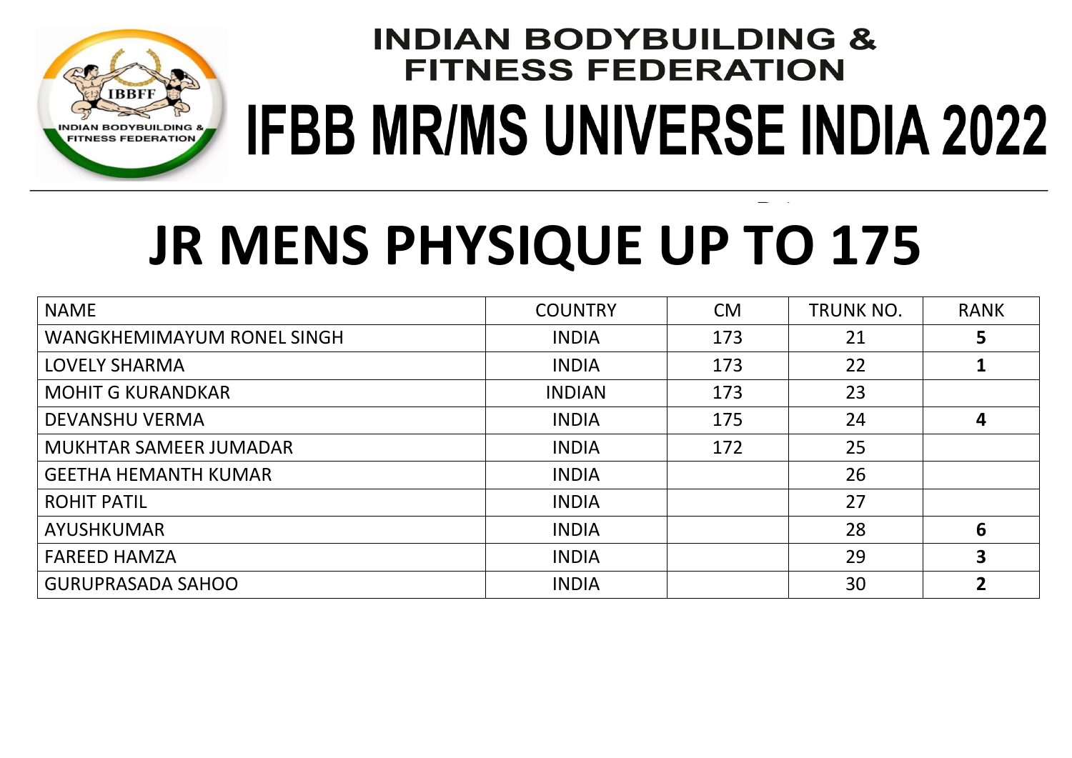# INDIAN BODYBUILDING & FITNESS FEDERATION

# IFBB MR/MS UNIVERSE INDIA 2022

## JR MENS PHYSIQUE UP TO 175

| NAME | COUNTRY | CM | TRUNK NO. | RANK |
|---|---|---|---|---|
| WANGKHEMIMAYUM RONEL SINGH | INDIA | 173 | 21 | **5** |
| LOVELY SHARMA | INDIA | 173 | 22 | **1** |
| MOHIT G KURANDKAR | INDIAN | 173 | 23 | |
| DEVANSHU VERMA | INDIA | 175 | 24 | **4** |
| MUKHTAR SAMEER JUMADAR | INDIA | 172 | 25 | |
| GEETHA HEMANTH KUMAR | INDIA | | 26 | |
| ROHIT PATIL | INDIA | | 27 | |
| AYUSHKUMAR | INDIA | | 28 | **6** |
| FAREED HAMZA | INDIA | | 29 | **3** |
| GURUPRASADA SAHOO | INDIA | | 30 | **2** |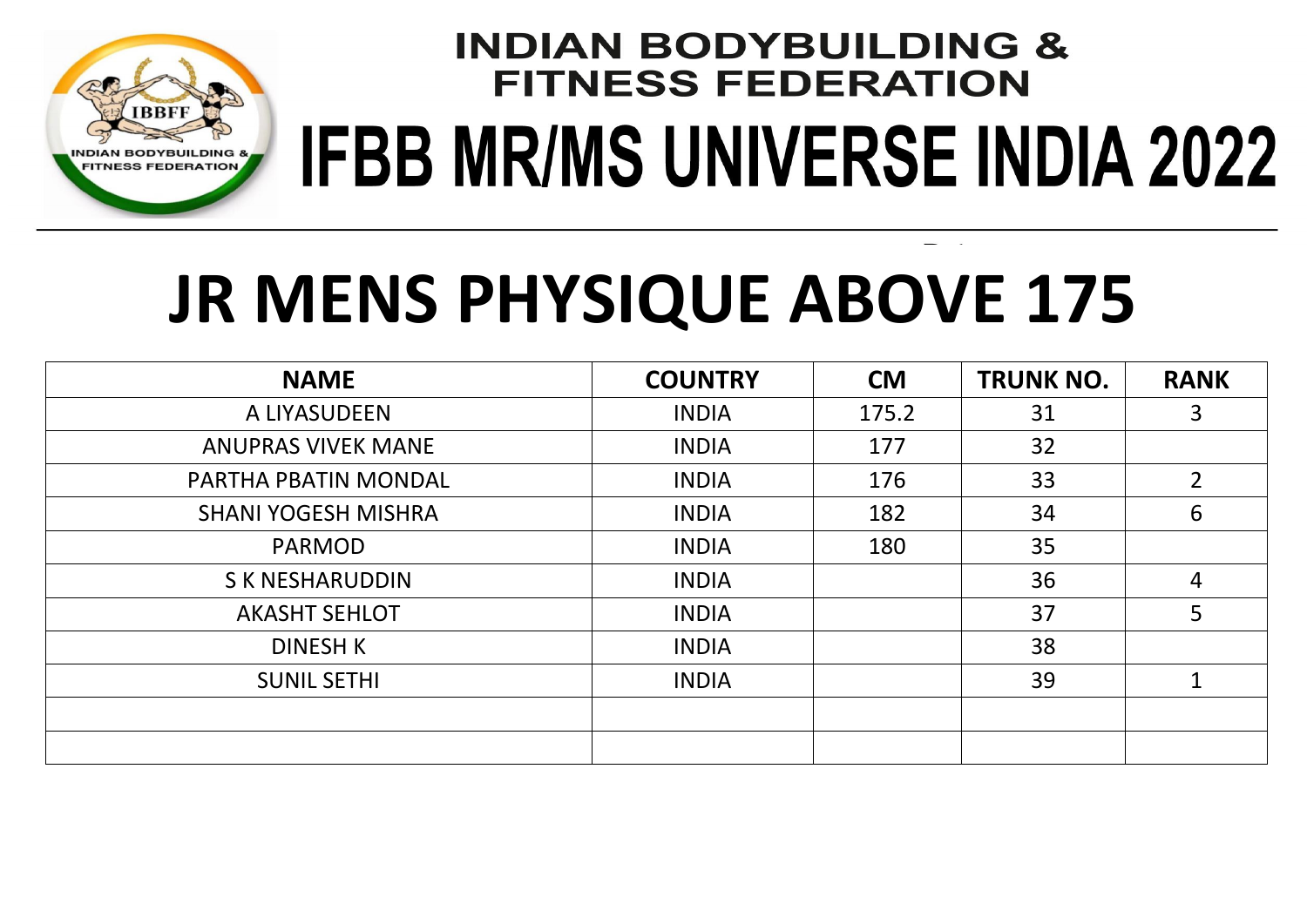# INDIAN BODYBUILDING & FITNESS FEDERATION

# IFBB MR/MS UNIVERSE INDIA 2022

# JR MENS PHYSIQUE ABOVE 175

| NAME | COUNTRY | CM | TRUNK NO. | RANK |
|---|---|---|---|---|
| A LIYASUDEEN | INDIA | 175.2 | 31 | 3 |
| ANUPRAS VIVEK MANE | INDIA | 177 | 32 | |
| PARTHA PBATIN MONDAL | INDIA | 176 | 33 | 2 |
| SHANI YOGESH MISHRA | INDIA | 182 | 34 | 6 |
| PARMOD | INDIA | 180 | 35 | |
| S K NESHARUDDIN | INDIA | | 36 | 4 |
| AKASHT SEHLOT | INDIA | | 37 | 5 |
| DINESH K | INDIA | | 38 | |
| SUNIL SETHI | INDIA | | 39 | 1 |
| | | | | |
| | | | | |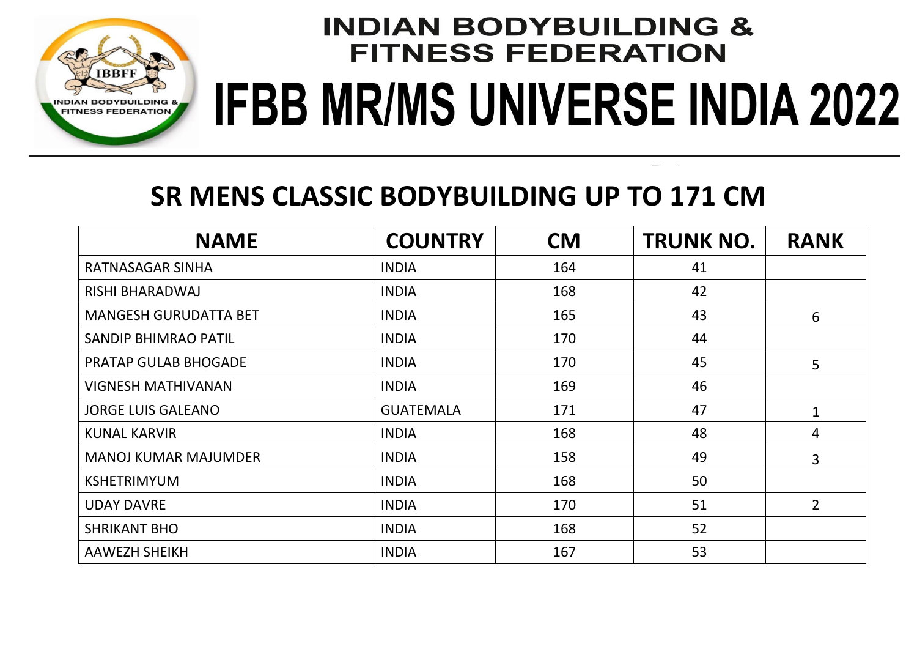# INDIAN BODYBUILDING & FITNESS FEDERATION

# IFBB MR/MS UNIVERSE INDIA 2022

## SR MENS CLASSIC BODYBUILDING UP TO 171 CM

| NAME | COUNTRY | CM | TRUNK NO. | RANK |
|---|---|---|---|---|
| RATNASAGAR SINHA | INDIA | 164 | 41 | |
| RISHI BHARADWAJ | INDIA | 168 | 42 | |
| MANGESH GURUDATTA BET | INDIA | 165 | 43 | 6 |
| SANDIP BHIMRAO PATIL | INDIA | 170 | 44 | |
| PRATAP GULAB BHOGADE | INDIA | 170 | 45 | 5 |
| VIGNESH MATHIVANAN | INDIA | 169 | 46 | |
| JORGE LUIS GALEANO | GUATEMALA | 171 | 47 | 1 |
| KUNAL KARVIR | INDIA | 168 | 48 | 4 |
| MANOJ KUMAR MAJUMDER | INDIA | 158 | 49 | 3 |
| KSHETRIMYUM | INDIA | 168 | 50 | |
| UDAY DAVRE | INDIA | 170 | 51 | 2 |
| SHRIKANT BHO | INDIA | 168 | 52 | |
| AAWEZH SHEIKH | INDIA | 167 | 53 | |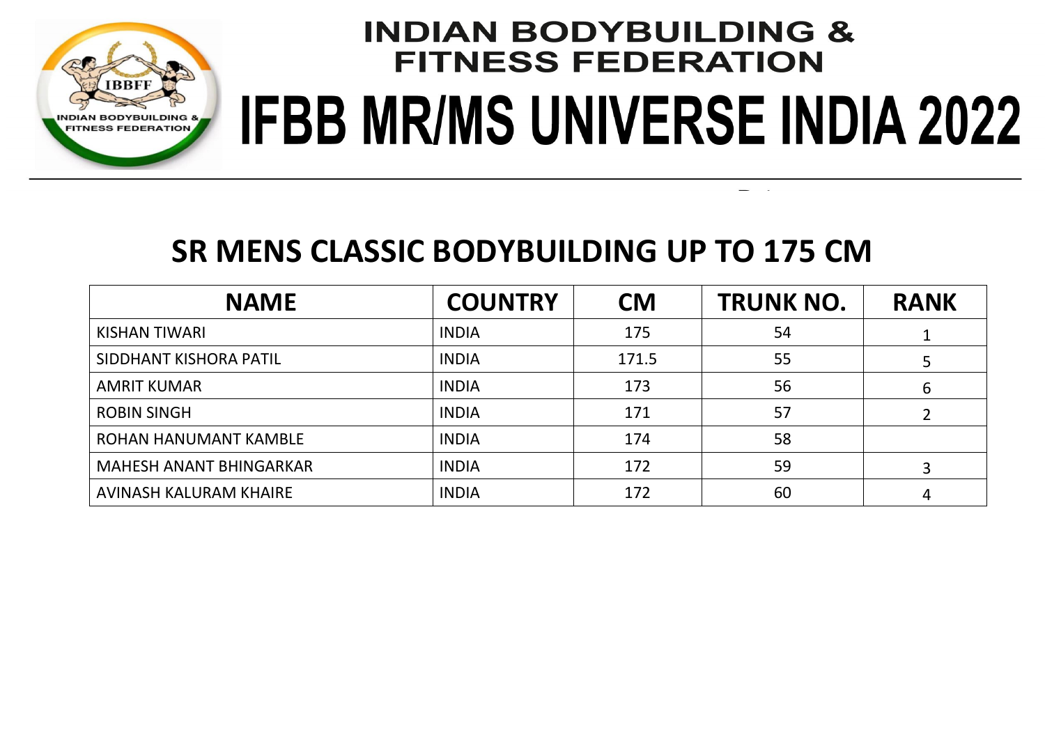# INDIAN BODYBUILDING & FITNESS FEDERATION

# IFBB MR/MS UNIVERSE INDIA 2022

## SR MENS CLASSIC BODYBUILDING UP TO 175 CM

| NAME | COUNTRY | CM | TRUNK NO. | RANK |
|---|---|---|---|---|
| KISHAN TIWARI | INDIA | 175 | 54 | 1 |
| SIDDHANT KISHORA PATIL | INDIA | 171.5 | 55 | 5 |
| AMRIT KUMAR | INDIA | 173 | 56 | 6 |
| ROBIN SINGH | INDIA | 171 | 57 | 2 |
| ROHAN HANUMANT KAMBLE | INDIA | 174 | 58 | |
| MAHESH ANANT BHINGARKAR | INDIA | 172 | 59 | 3 |
| AVINASH KALURAM KHAIRE | INDIA | 172 | 60 | 4 |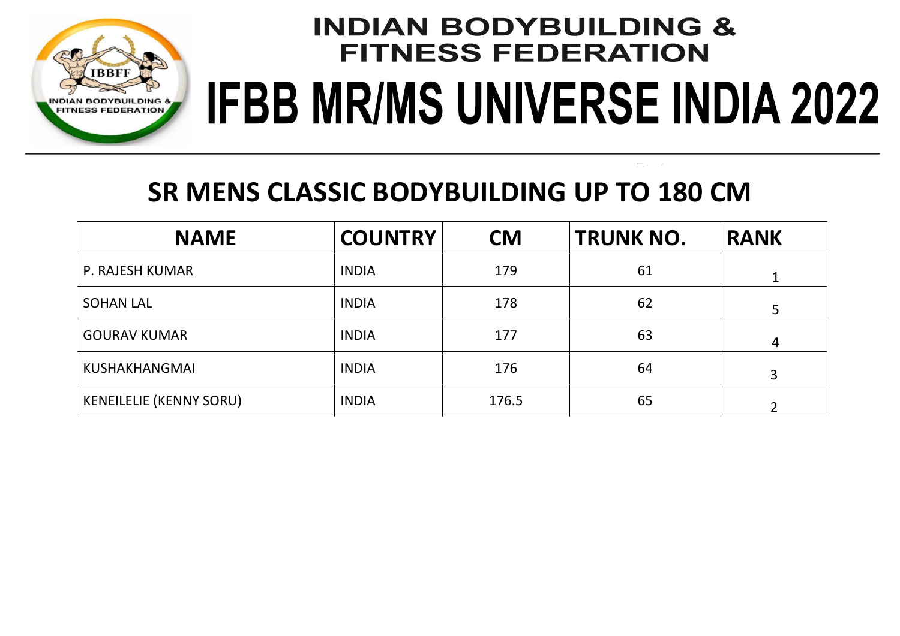# INDIAN BODYBUILDING & FITNESS FEDERATION

# IFBB MR/MS UNIVERSE INDIA 2022

## SR MENS CLASSIC BODYBUILDING UP TO 180 CM

| NAME | COUNTRY | CM | TRUNK NO. | RANK |
|---|---|---|---|---|
| P. RAJESH KUMAR | INDIA | 179 | 61 | 1 |
| SOHAN LAL | INDIA | 178 | 62 | 5 |
| GOURAV KUMAR | INDIA | 177 | 63 | 4 |
| KUSHAKHANGMAI | INDIA | 176 | 64 | 3 |
| KENEILELIE (KENNY SORU) | INDIA | 176.5 | 65 | 2 |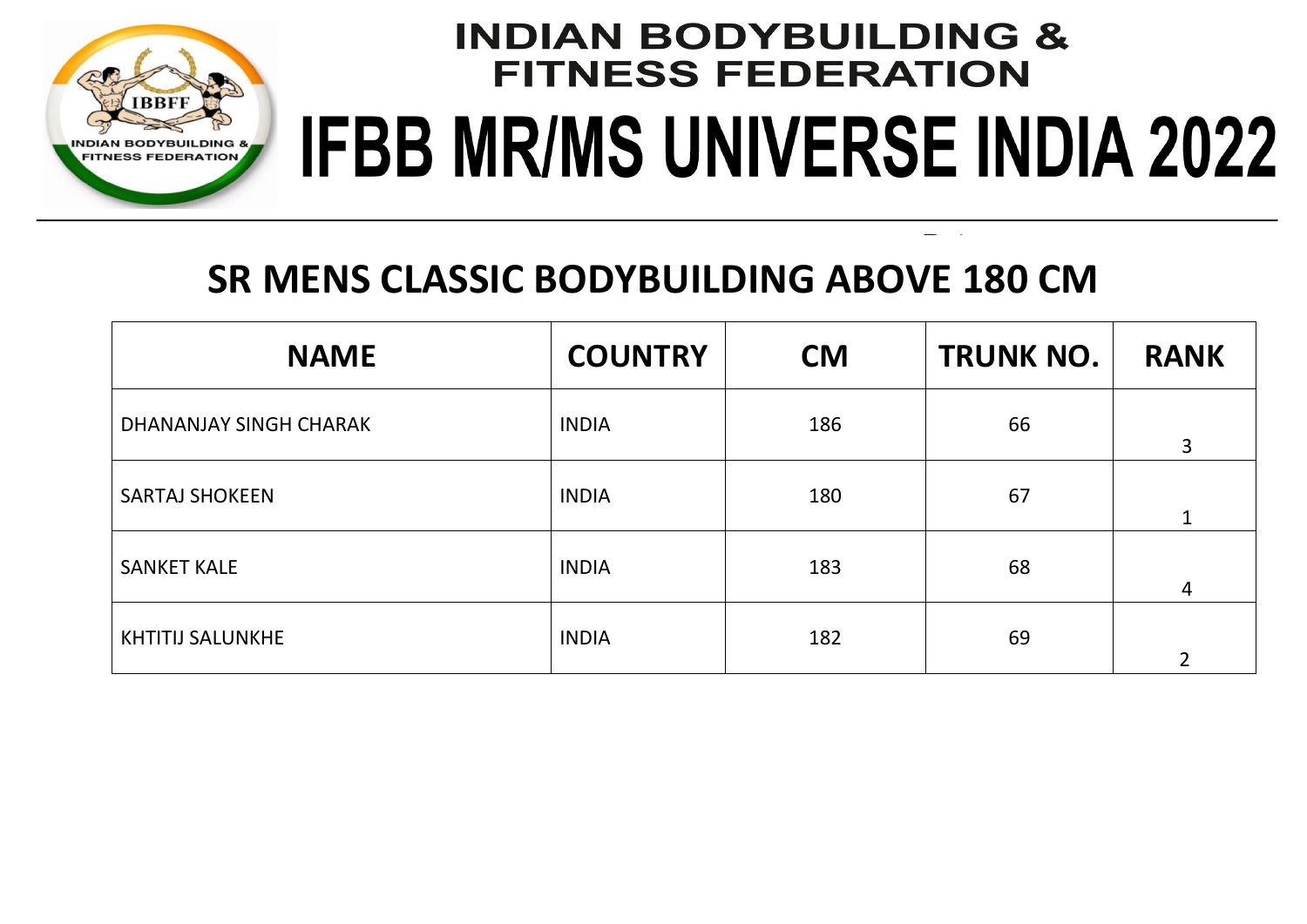# INDIAN BODYBUILDING & FITNESS FEDERATION

# IFBB MR/MS UNIVERSE INDIA 2022

## SR MENS CLASSIC BODYBUILDING ABOVE 180 CM

| NAME | COUNTRY | CM | TRUNK NO. | RANK |
|---|---|---|---|---|
| DHANANJAY SINGH CHARAK | INDIA | 186 | 66 | 3 |
| SARTAJ SHOKEEN | INDIA | 180 | 67 | 1 |
| SANKET KALE | INDIA | 183 | 68 | 4 |
| KHTITIJ SALUNKHE | INDIA | 182 | 69 | 2 |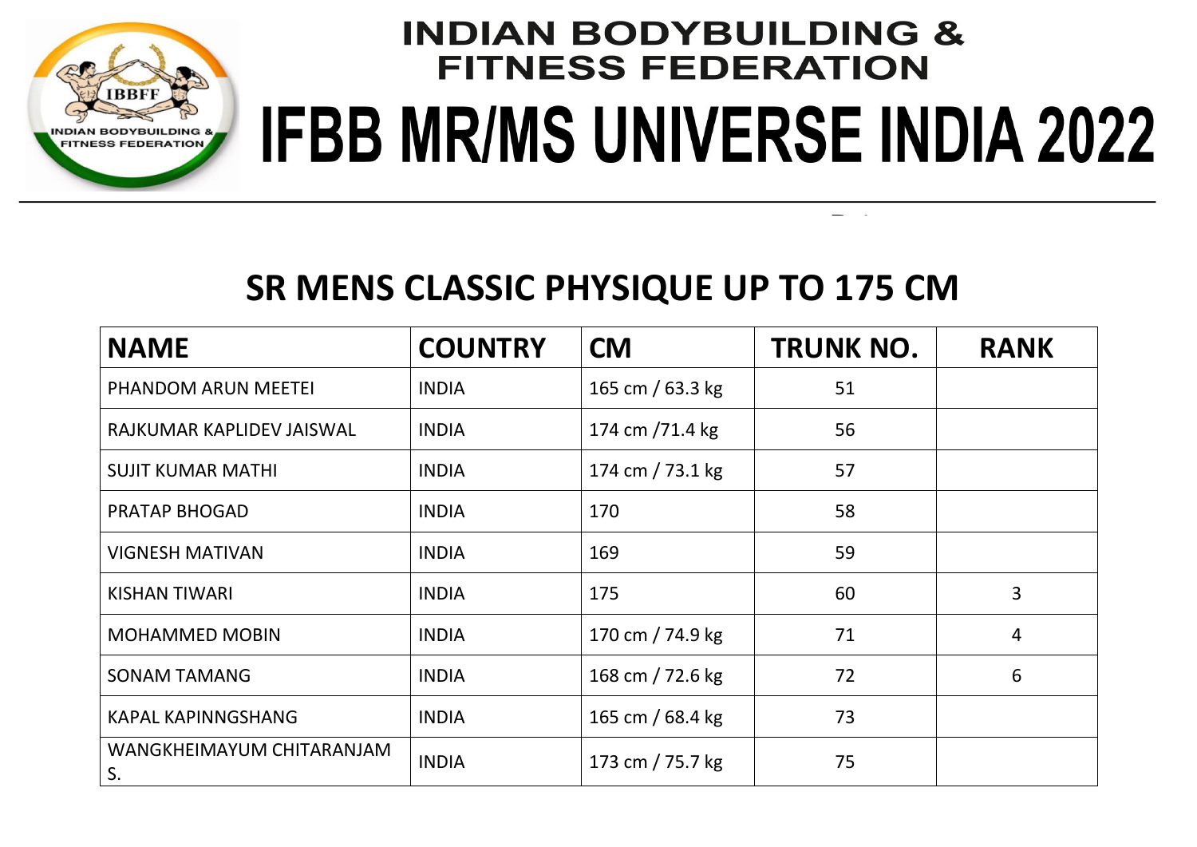# INDIAN BODYBUILDING & FITNESS FEDERATION

# IFBB MR/MS UNIVERSE INDIA 2022

## SR MENS CLASSIC PHYSIQUE UP TO 175 CM

| NAME | COUNTRY | CM | TRUNK NO. | RANK |
|---|---|---|---|---|
| PHANDOM ARUN MEETEI | INDIA | 165 cm / 63.3 kg | 51 | |
| RAJKUMAR KAPLIDEV JAISWAL | INDIA | 174 cm /71.4 kg | 56 | |
| SUJIT KUMAR MATHI | INDIA | 174 cm / 73.1 kg | 57 | |
| PRATAP BHOGAD | INDIA | 170 | 58 | |
| VIGNESH MATIVAN | INDIA | 169 | 59 | |
| KISHAN TIWARI | INDIA | 175 | 60 | 3 |
| MOHAMMED MOBIN | INDIA | 170 cm / 74.9 kg | 71 | 4 |
| SONAM TAMANG | INDIA | 168 cm / 72.6 kg | 72 | 6 |
| KAPAL KAPINNGSHANG | INDIA | 165 cm / 68.4 kg | 73 | |
| WANGKHEIMAYUM CHITARANJAM S. | INDIA | 173 cm / 75.7 kg | 75 | |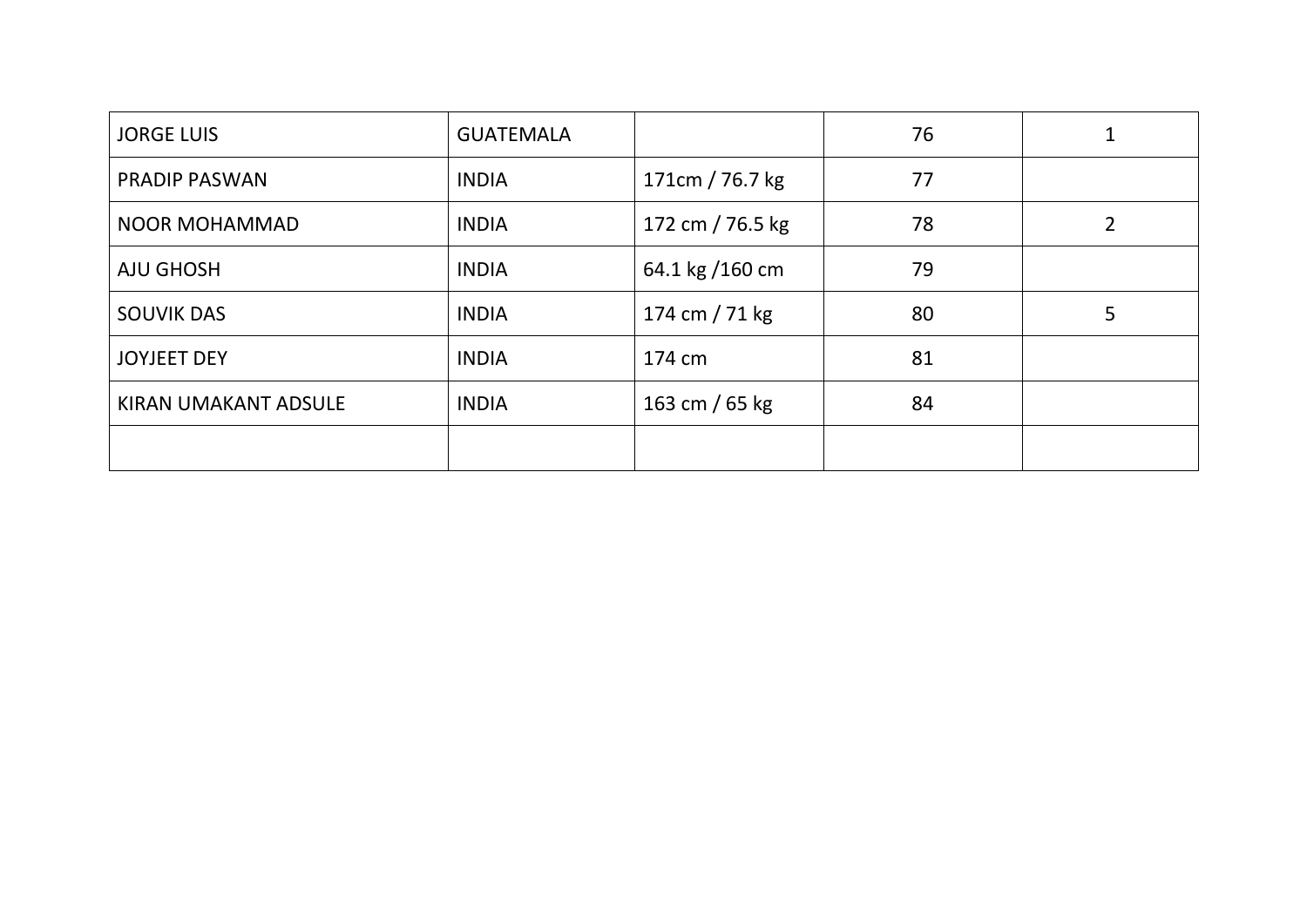| | | | | |
|---|---|---|---|---|
| JORGE LUIS | GUATEMALA | | 76 | 1 |
| PRADIP PASWAN | INDIA | 171cm / 76.7 kg | 77 | |
| NOOR MOHAMMAD | INDIA | 172 cm / 76.5 kg | 78 | 2 |
| AJU GHOSH | INDIA | 64.1 kg /160 cm | 79 | |
| SOUVIK DAS | INDIA | 174 cm / 71 kg | 80 | 5 |
| JOYJEET DEY | INDIA | 174 cm | 81 | |
| KIRAN UMAKANT ADSULE | INDIA | 163 cm / 65 kg | 84 | |
| | | | | |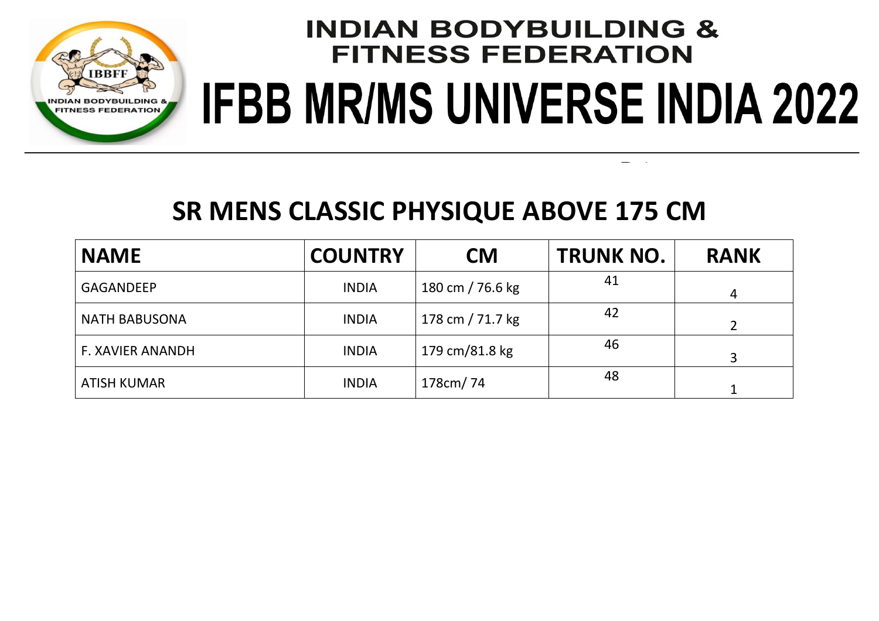# INDIAN BODYBUILDING & FITNESS FEDERATION

# IFBB MR/MS UNIVERSE INDIA 2022

## SR MENS CLASSIC PHYSIQUE ABOVE 175 CM

| NAME | COUNTRY | CM | TRUNK NO. | RANK |
| --- | --- | --- | --- | --- |
| GAGANDEEP | INDIA | 180 cm / 76.6 kg | 41 | 4 |
| NATH BABUSONA | INDIA | 178 cm / 71.7 kg | 42 | 2 |
| F. XAVIER ANANDH | INDIA | 179 cm/81.8 kg | 46 | 3 |
| ATISH KUMAR | INDIA | 178cm/ 74 | 48 | 1 |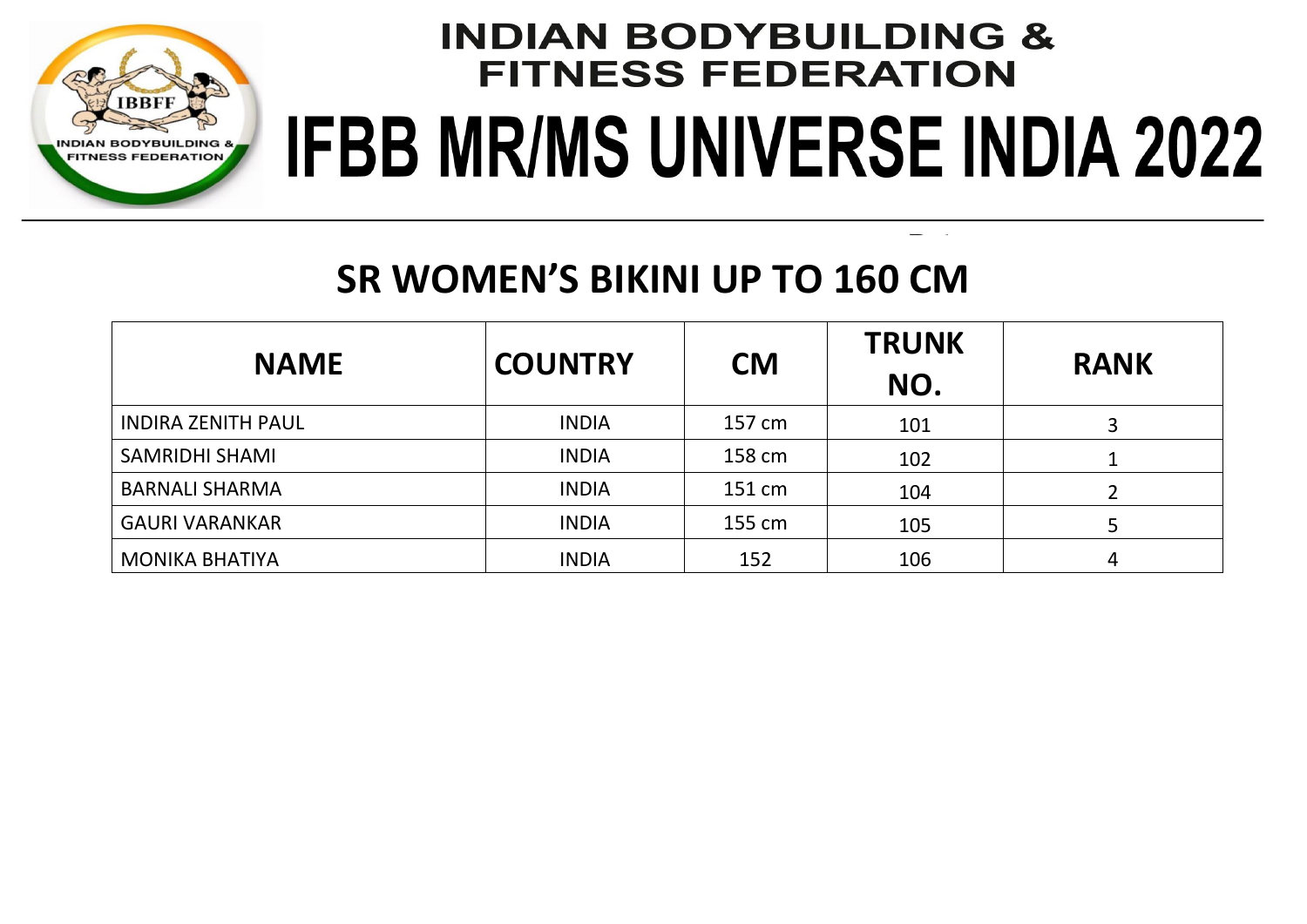# INDIAN BODYBUILDING & FITNESS FEDERATION

# IFBB MR/MS UNIVERSE INDIA 2022

## SR WOMEN'S BIKINI UP TO 160 CM

| NAME | COUNTRY | CM | TRUNK NO. | RANK |
|---|---|---|---|---|
| INDIRA ZENITH PAUL | INDIA | 157 cm | 101 | 3 |
| SAMRIDHI SHAMI | INDIA | 158 cm | 102 | 1 |
| BARNALI SHARMA | INDIA | 151 cm | 104 | 2 |
| GAURI VARANKAR | INDIA | 155 cm | 105 | 5 |
| MONIKA BHATIYA | INDIA | 152 | 106 | 4 |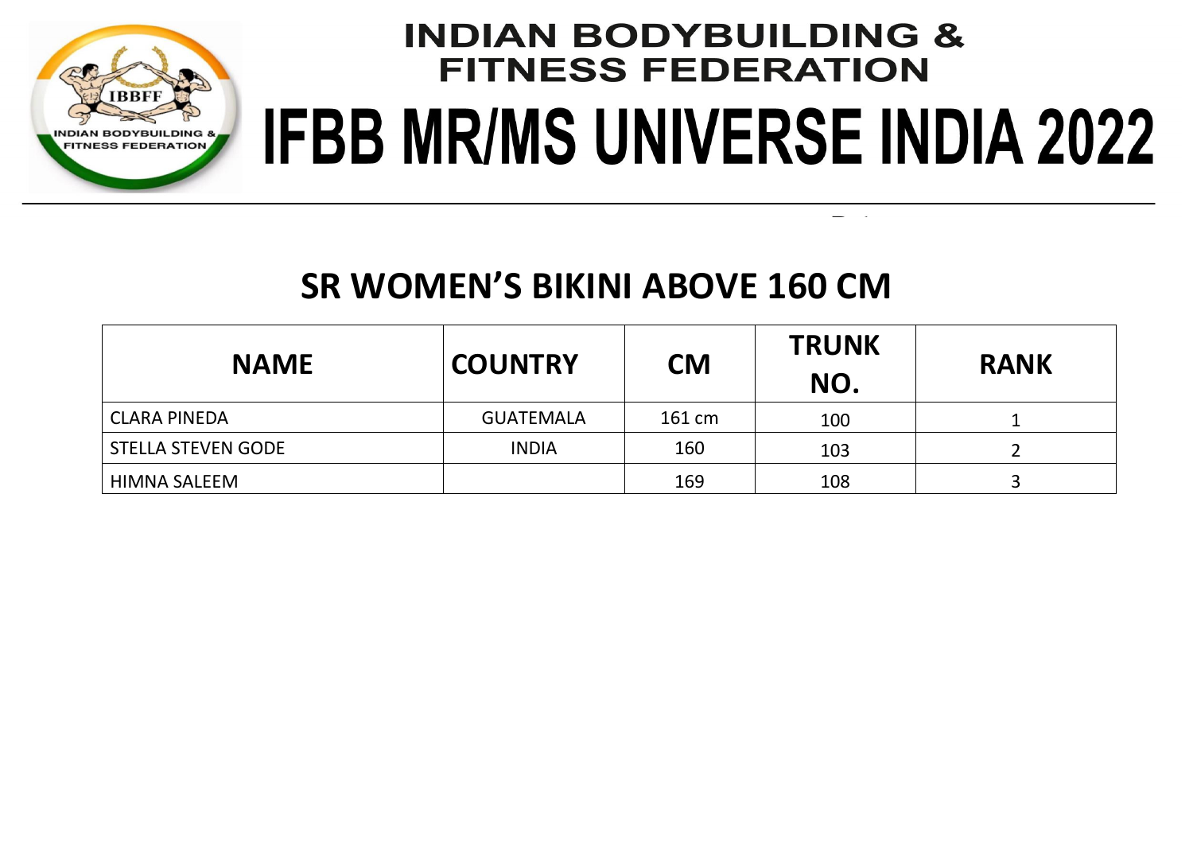# INDIAN BODYBUILDING & FITNESS FEDERATION

# IFBB MR/MS UNIVERSE INDIA 2022

## SR WOMEN'S BIKINI ABOVE 160 CM

| NAME | COUNTRY | CM | TRUNK NO. | RANK |
|---|---|---|---|---|
| CLARA PINEDA | GUATEMALA | 161 cm | 100 | 1 |
| STELLA STEVEN GODE | INDIA | 160 | 103 | 2 |
| HIMNA SALEEM | | 169 | 108 | 3 |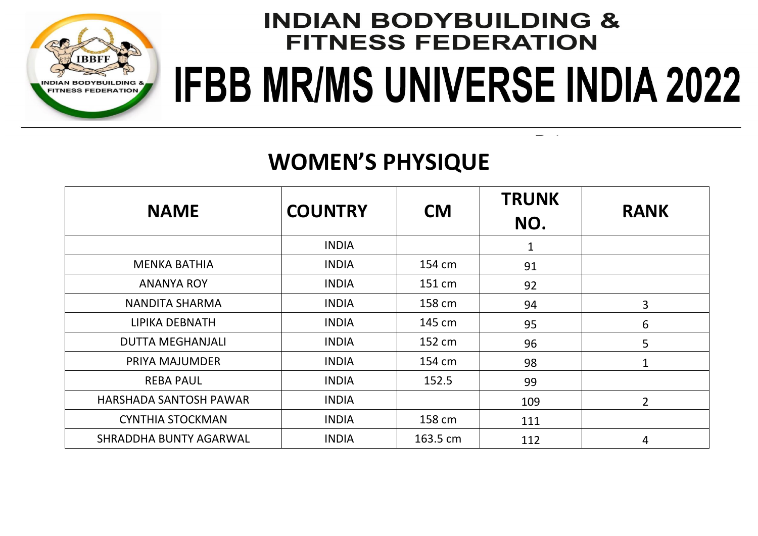# INDIAN BODYBUILDING & FITNESS FEDERATION

# IFBB MR/MS UNIVERSE INDIA 2022

## WOMEN'S PHYSIQUE

| NAME | COUNTRY | CM | TRUNK NO. | RANK |
|---|---|---|---|---|
| | INDIA | | 1 | |
| MENKA BATHIA | INDIA | 154 cm | 91 | |
| ANANYA ROY | INDIA | 151 cm | 92 | |
| NANDITA SHARMA | INDIA | 158 cm | 94 | 3 |
| LIPIKA DEBNATH | INDIA | 145 cm | 95 | 6 |
| DUTTA MEGHANJALI | INDIA | 152 cm | 96 | 5 |
| PRIYA MAJUMDER | INDIA | 154 cm | 98 | 1 |
| REBA PAUL | INDIA | 152.5 | 99 | |
| HARSHADA SANTOSH PAWAR | INDIA | | 109 | 2 |
| CYNTHIA STOCKMAN | INDIA | 158 cm | 111 | |
| SHRADDHA BUNTY AGARWAL | INDIA | 163.5 cm | 112 | 4 |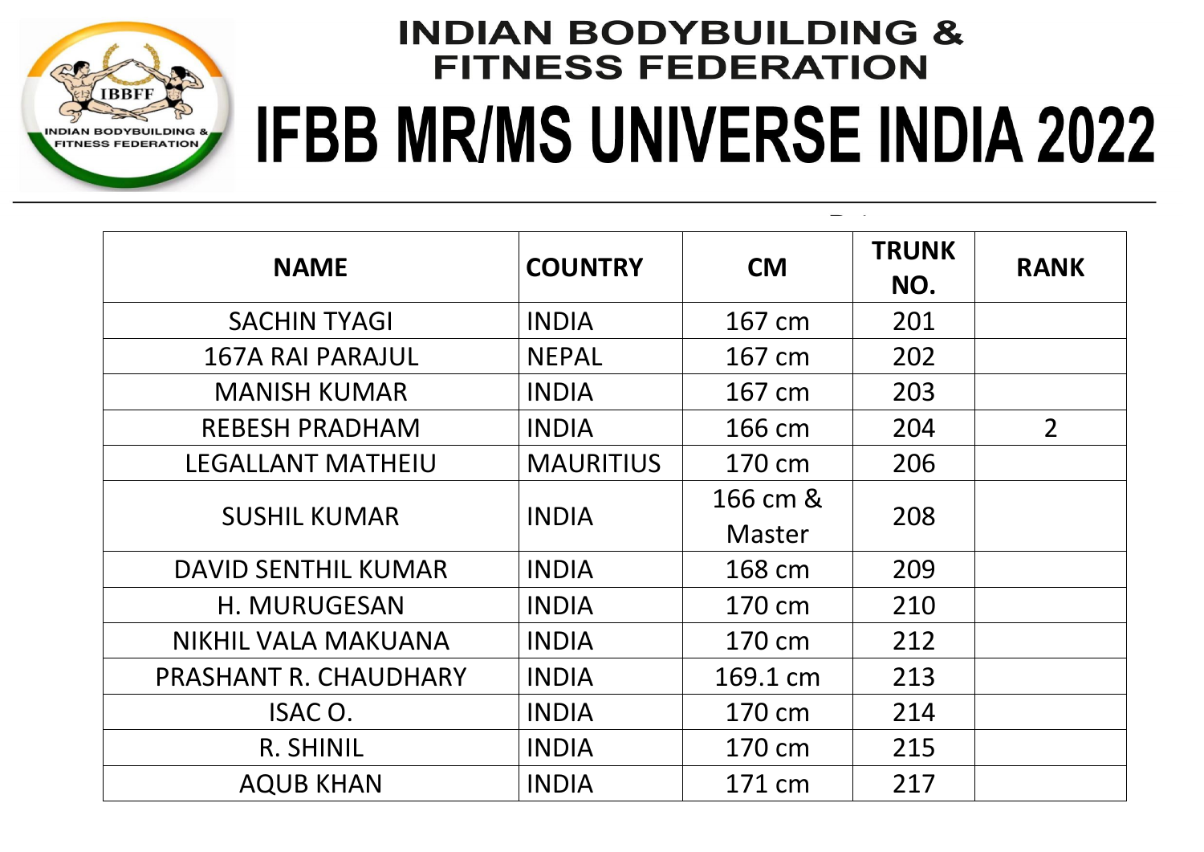# INDIAN BODYBUILDING & FITNESS FEDERATION

# IFBB MR/MS UNIVERSE INDIA 2022

| NAME | COUNTRY | CM | TRUNK NO. | RANK |
|---|---|---|---|---|
| SACHIN TYAGI | INDIA | 167 cm | 201 | |
| 167A RAI PARAJUL | NEPAL | 167 cm | 202 | |
| MANISH KUMAR | INDIA | 167 cm | 203 | |
| REBESH PRADHAM | INDIA | 166 cm | 204 | 2 |
| LEGALLANT MATHEIU | MAURITIUS | 170 cm | 206 | |
| SUSHIL KUMAR | INDIA | 166 cm & Master | 208 | |
| DAVID SENTHIL KUMAR | INDIA | 168 cm | 209 | |
| H. MURUGESAN | INDIA | 170 cm | 210 | |
| NIKHIL VALA MAKUANA | INDIA | 170 cm | 212 | |
| PRASHANT R. CHAUDHARY | INDIA | 169.1 cm | 213 | |
| ISAC O. | INDIA | 170 cm | 214 | |
| R. SHINIL | INDIA | 170 cm | 215 | |
| AQUB KHAN | INDIA | 171 cm | 217 | |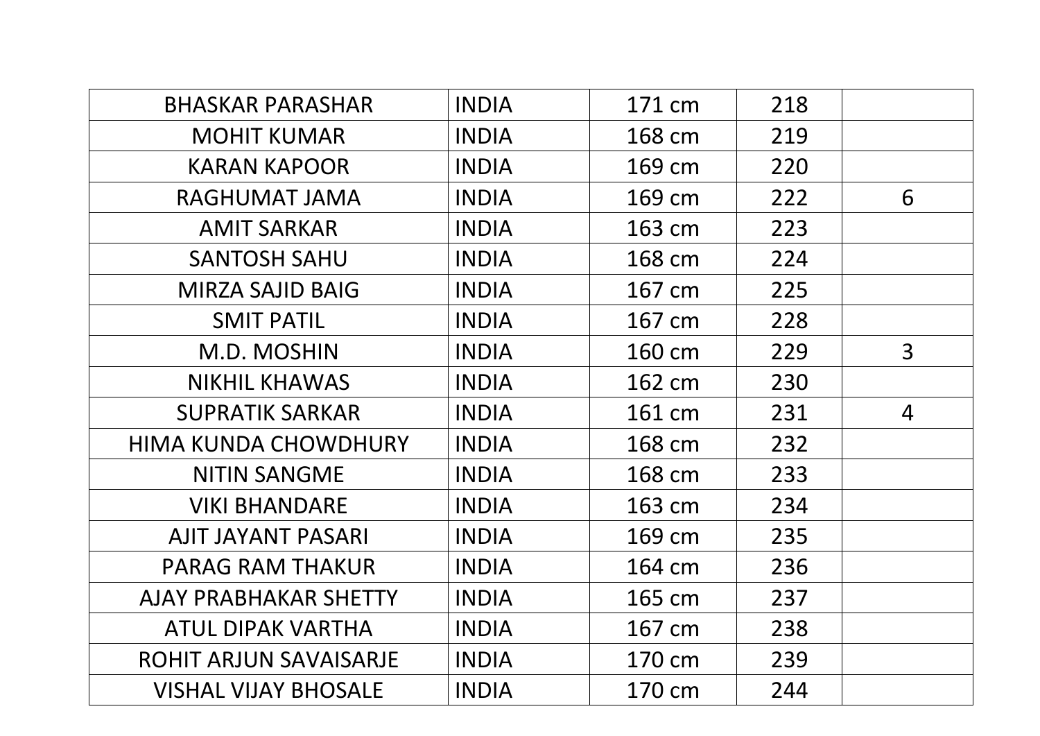| | | | | |
|---|---|---|---|---|
| BHASKAR PARASHAR | INDIA | 171 cm | 218 | |
| MOHIT KUMAR | INDIA | 168 cm | 219 | |
| KARAN KAPOOR | INDIA | 169 cm | 220 | |
| RAGHUMAT JAMA | INDIA | 169 cm | 222 | 6 |
| AMIT SARKAR | INDIA | 163 cm | 223 | |
| SANTOSH SAHU | INDIA | 168 cm | 224 | |
| MIRZA SAJID BAIG | INDIA | 167 cm | 225 | |
| SMIT PATIL | INDIA | 167 cm | 228 | |
| M.D. MOSHIN | INDIA | 160 cm | 229 | 3 |
| NIKHIL KHAWAS | INDIA | 162 cm | 230 | |
| SUPRATIK SARKAR | INDIA | 161 cm | 231 | 4 |
| HIMA KUNDA CHOWDHURY | INDIA | 168 cm | 232 | |
| NITIN SANGME | INDIA | 168 cm | 233 | |
| VIKI BHANDARE | INDIA | 163 cm | 234 | |
| AJIT JAYANT PASARI | INDIA | 169 cm | 235 | |
| PARAG RAM THAKUR | INDIA | 164 cm | 236 | |
| AJAY PRABHAKAR SHETTY | INDIA | 165 cm | 237 | |
| ATUL DIPAK VARTHA | INDIA | 167 cm | 238 | |
| ROHIT ARJUN SAVAISARJE | INDIA | 170 cm | 239 | |
| VISHAL VIJAY BHOSALE | INDIA | 170 cm | 244 | |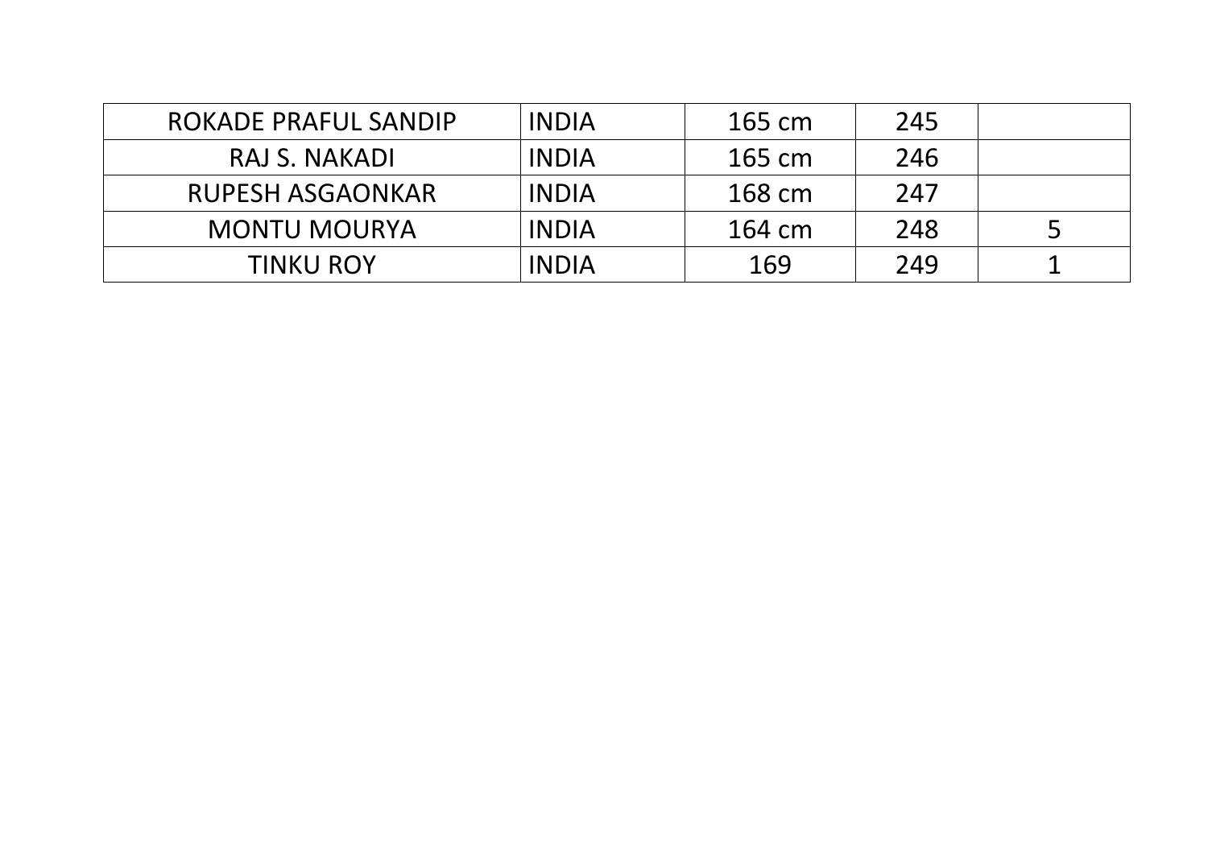| | | | | |
|---|---|---|---|---|
| ROKADE PRAFUL SANDIP | INDIA | 165 cm | 245 | |
| RAJ S. NAKADI | INDIA | 165 cm | 246 | |
| RUPESH ASGAONKAR | INDIA | 168 cm | 247 | |
| MONTU MOURYA | INDIA | 164 cm | 248 | 5 |
| TINKU ROY | INDIA | 169 | 249 | 1 |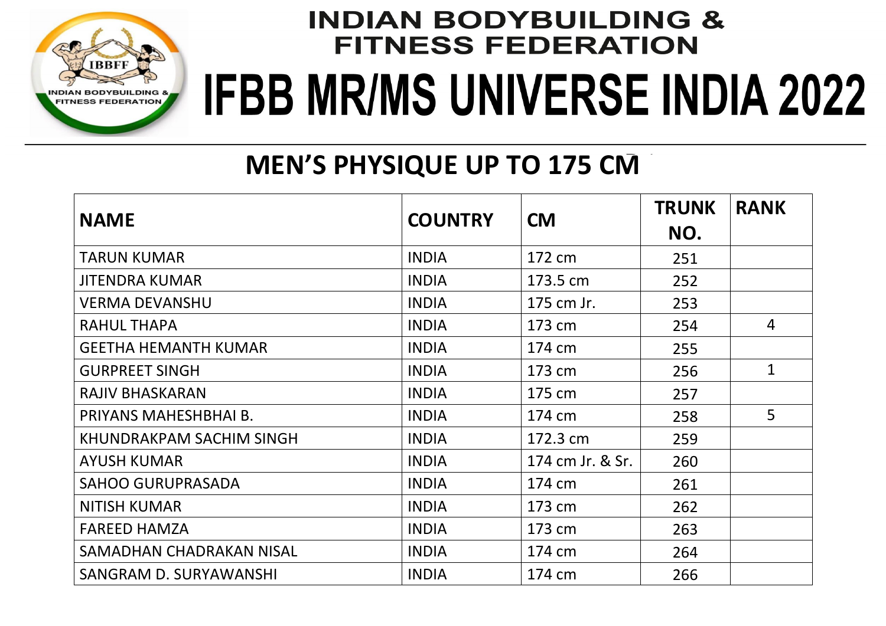# INDIAN BODYBUILDING & FITNESS FEDERATION

# IFBB MR/MS UNIVERSE INDIA 2022

## MEN'S PHYSIQUE UP TO 175 CM

| NAME | COUNTRY | CM | TRUNK NO. | RANK |
|---|---|---|---|---|
| TARUN KUMAR | INDIA | 172 cm | 251 | |
| JITENDRA KUMAR | INDIA | 173.5 cm | 252 | |
| VERMA DEVANSHU | INDIA | 175 cm Jr. | 253 | |
| RAHUL THAPA | INDIA | 173 cm | 254 | 4 |
| GEETHA HEMANTH KUMAR | INDIA | 174 cm | 255 | |
| GURPREET SINGH | INDIA | 173 cm | 256 | 1 |
| RAJIV BHASKARAN | INDIA | 175 cm | 257 | |
| PRIYANS MAHESHBHAI B. | INDIA | 174 cm | 258 | 5 |
| KHUNDRAKPAM SACHIM SINGH | INDIA | 172.3 cm | 259 | |
| AYUSH KUMAR | INDIA | 174 cm Jr. & Sr. | 260 | |
| SAHOO GURUPRASADA | INDIA | 174 cm | 261 | |
| NITISH KUMAR | INDIA | 173 cm | 262 | |
| FAREED HAMZA | INDIA | 173 cm | 263 | |
| SAMADHAN CHADRAKAN NISAL | INDIA | 174 cm | 264 | |
| SANGRAM D. SURYAWANSHI | INDIA | 174 cm | 266 | |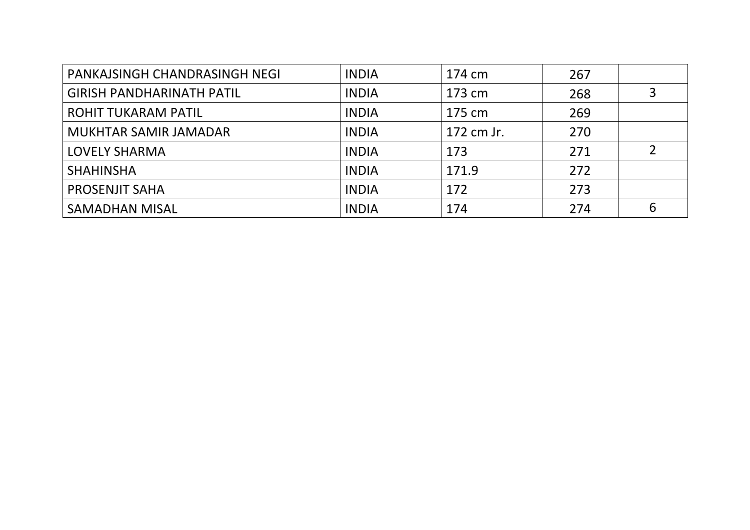| | | | | |
|---|---|---|---|---|
| PANKAJSINGH CHANDRASINGH NEGI | INDIA | 174 cm | 267 | |
| GIRISH PANDHARINATH PATIL | INDIA | 173 cm | 268 | 3 |
| ROHIT TUKARAM PATIL | INDIA | 175 cm | 269 | |
| MUKHTAR SAMIR JAMADAR | INDIA | 172 cm Jr. | 270 | |
| LOVELY SHARMA | INDIA | 173 | 271 | 2 |
| SHAHINSHA | INDIA | 171.9 | 272 | |
| PROSENJIT SAHA | INDIA | 172 | 273 | |
| SAMADHAN MISAL | INDIA | 174 | 274 | 6 |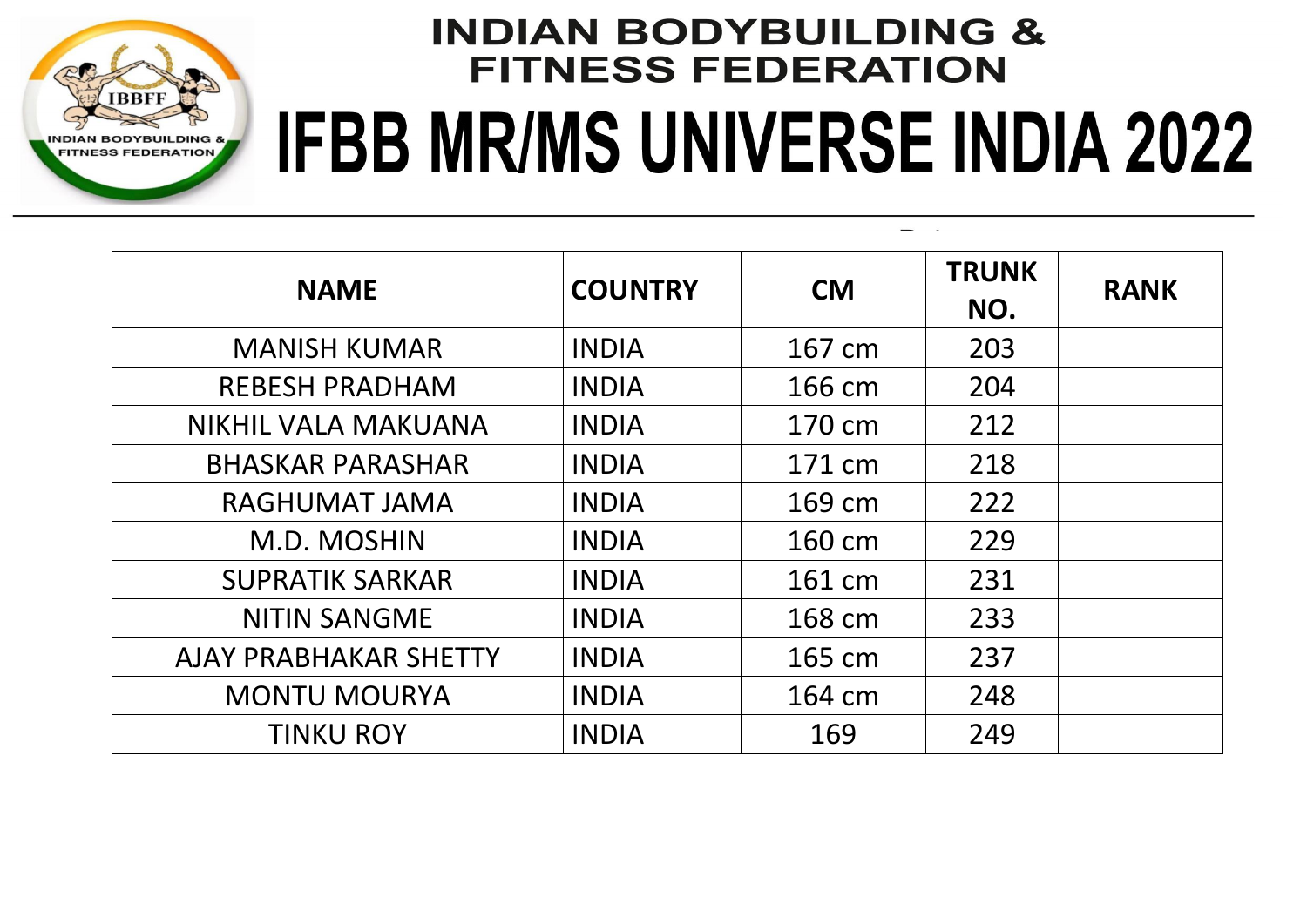# INDIAN BODYBUILDING & FITNESS FEDERATION

# IFBB MR/MS UNIVERSE INDIA 2022

| NAME | COUNTRY | CM | TRUNK NO. | RANK |
|---|---|---|---|---|
| MANISH KUMAR | INDIA | 167 cm | 203 | |
| REBESH PRADHAM | INDIA | 166 cm | 204 | |
| NIKHIL VALA MAKUANA | INDIA | 170 cm | 212 | |
| BHASKAR PARASHAR | INDIA | 171 cm | 218 | |
| RAGHUMAT JAMA | INDIA | 169 cm | 222 | |
| M.D. MOSHIN | INDIA | 160 cm | 229 | |
| SUPRATIK SARKAR | INDIA | 161 cm | 231 | |
| NITIN SANGME | INDIA | 168 cm | 233 | |
| AJAY PRABHAKAR SHETTY | INDIA | 165 cm | 237 | |
| MONTU MOURYA | INDIA | 164 cm | 248 | |
| TINKU ROY | INDIA | 169 | 249 | |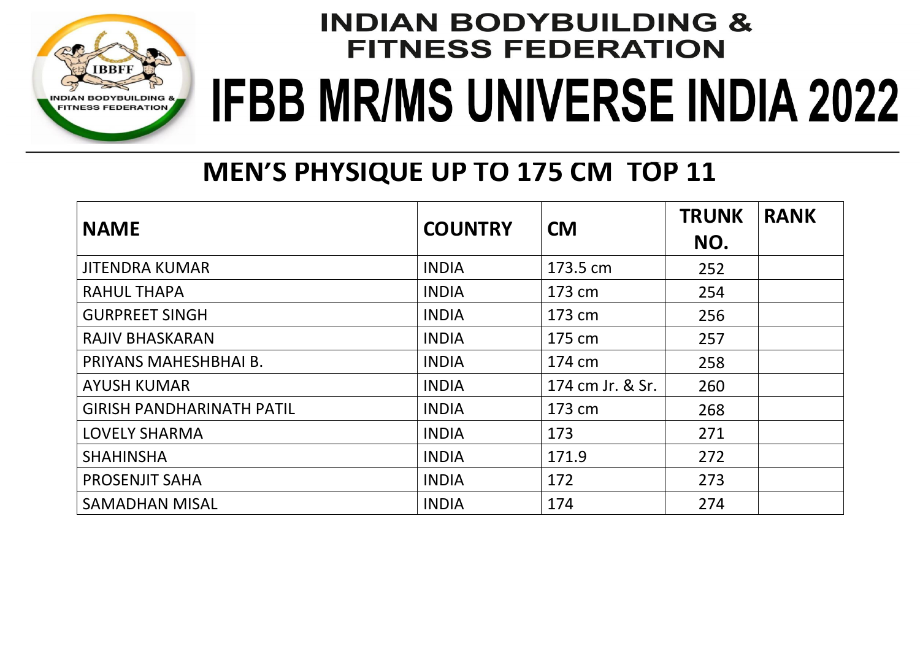# INDIAN BODYBUILDING & FITNESS FEDERATION

# IFBB MR/MS UNIVERSE INDIA 2022

## MEN'S PHYSIQUE UP TO 175 CM TOP 11

| NAME | COUNTRY | CM | TRUNK NO. | RANK |
|---|---|---|---|---|
| JITENDRA KUMAR | INDIA | 173.5 cm | 252 | |
| RAHUL THAPA | INDIA | 173 cm | 254 | |
| GURPREET SINGH | INDIA | 173 cm | 256 | |
| RAJIV BHASKARAN | INDIA | 175 cm | 257 | |
| PRIYANS MAHESHBHAI B. | INDIA | 174 cm | 258 | |
| AYUSH KUMAR | INDIA | 174 cm Jr. & Sr. | 260 | |
| GIRISH PANDHARINATH PATIL | INDIA | 173 cm | 268 | |
| LOVELY SHARMA | INDIA | 173 | 271 | |
| SHAHINSHA | INDIA | 171.9 | 272 | |
| PROSENJIT SAHA | INDIA | 172 | 273 | |
| SAMADHAN MISAL | INDIA | 174 | 274 | |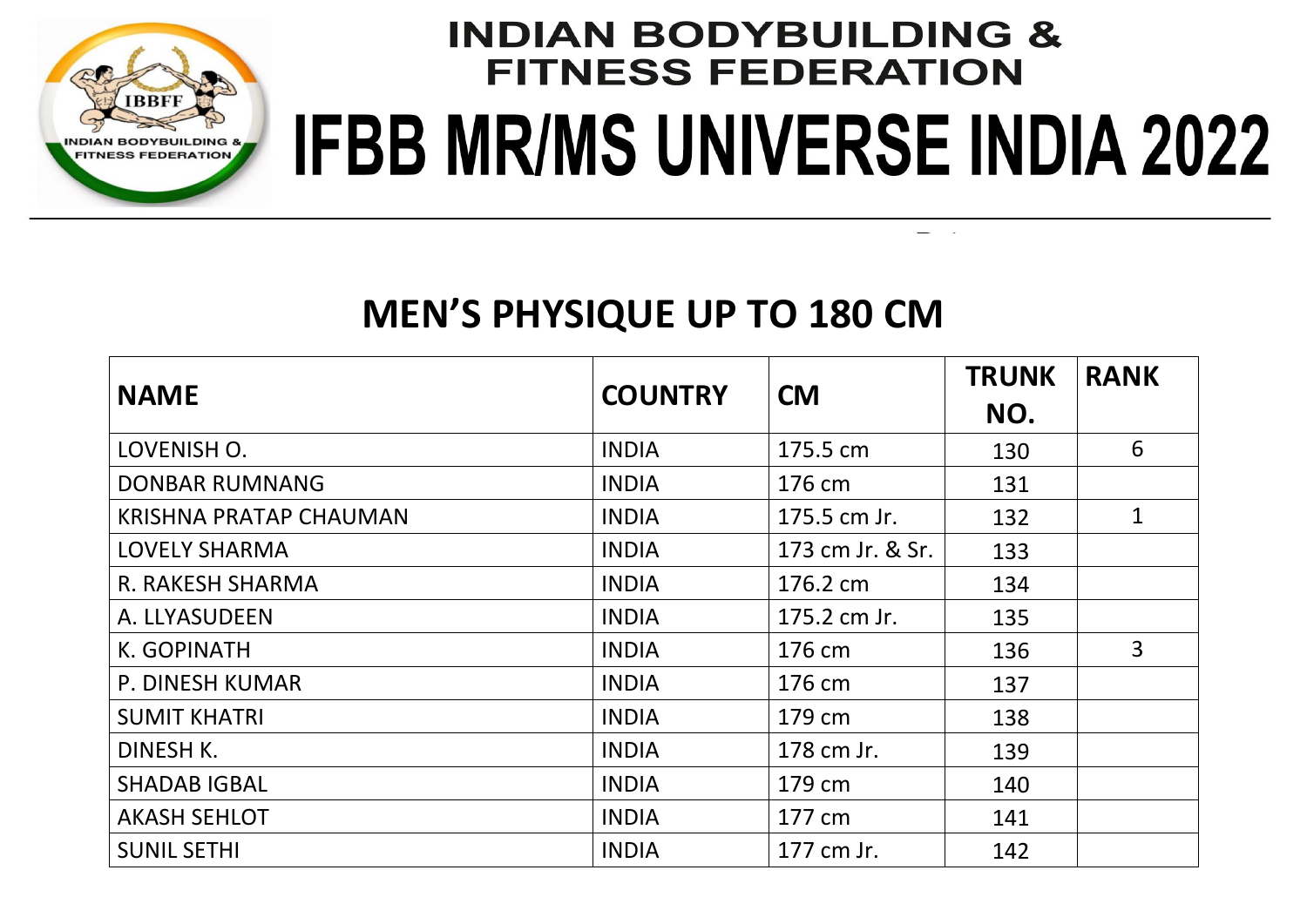# INDIAN BODYBUILDING & FITNESS FEDERATION

# IFBB MR/MS UNIVERSE INDIA 2022

## MEN'S PHYSIQUE UP TO 180 CM

| NAME | COUNTRY | CM | TRUNK NO. | RANK |
|---|---|---|---|---|
| LOVENISH O. | INDIA | 175.5 cm | 130 | 6 |
| DONBAR RUMNANG | INDIA | 176 cm | 131 | |
| KRISHNA PRATAP CHAUMAN | INDIA | 175.5 cm Jr. | 132 | 1 |
| LOVELY SHARMA | INDIA | 173 cm Jr. & Sr. | 133 | |
| R. RAKESH SHARMA | INDIA | 176.2 cm | 134 | |
| A. LLYASUDEEN | INDIA | 175.2 cm Jr. | 135 | |
| K. GOPINATH | INDIA | 176 cm | 136 | 3 |
| P. DINESH KUMAR | INDIA | 176 cm | 137 | |
| SUMIT KHATRI | INDIA | 179 cm | 138 | |
| DINESH K. | INDIA | 178 cm Jr. | 139 | |
| SHADAB IGBAL | INDIA | 179 cm | 140 | |
| AKASH SEHLOT | INDIA | 177 cm | 141 | |
| SUNIL SETHI | INDIA | 177 cm Jr. | 142 | |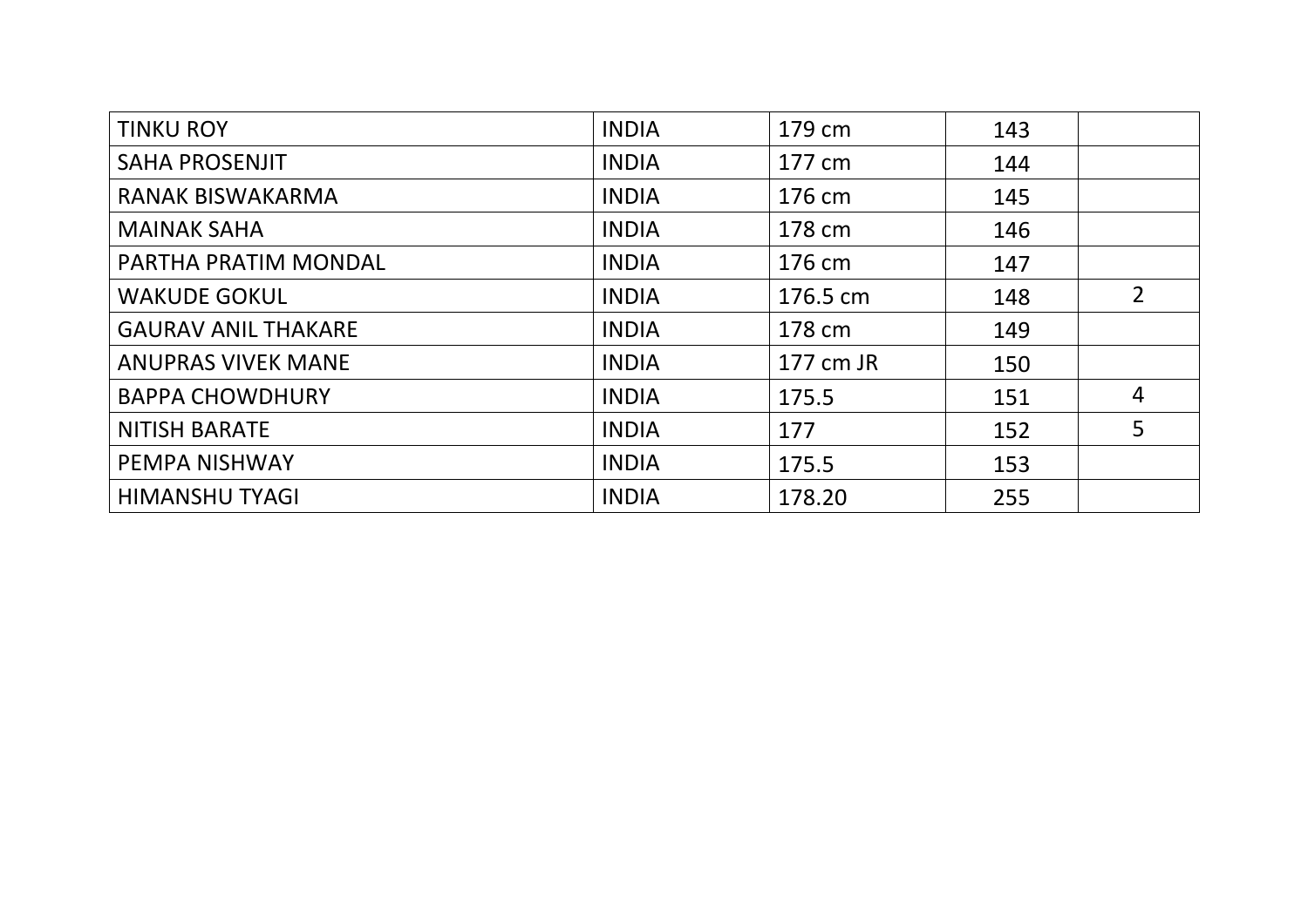| | | | | |
|---|---|---|---|---|
| TINKU ROY | INDIA | 179 cm | 143 | |
| SAHA PROSENJIT | INDIA | 177 cm | 144 | |
| RANAK BISWAKARMA | INDIA | 176 cm | 145 | |
| MAINAK SAHA | INDIA | 178 cm | 146 | |
| PARTHA PRATIM MONDAL | INDIA | 176 cm | 147 | |
| WAKUDE GOKUL | INDIA | 176.5 cm | 148 | 2 |
| GAURAV ANIL THAKARE | INDIA | 178 cm | 149 | |
| ANUPRAS VIVEK MANE | INDIA | 177 cm JR | 150 | |
| BAPPA CHOWDHURY | INDIA | 175.5 | 151 | 4 |
| NITISH BARATE | INDIA | 177 | 152 | 5 |
| PEMPA NISHWAY | INDIA | 175.5 | 153 | |
| HIMANSHU TYAGI | INDIA | 178.20 | 255 | |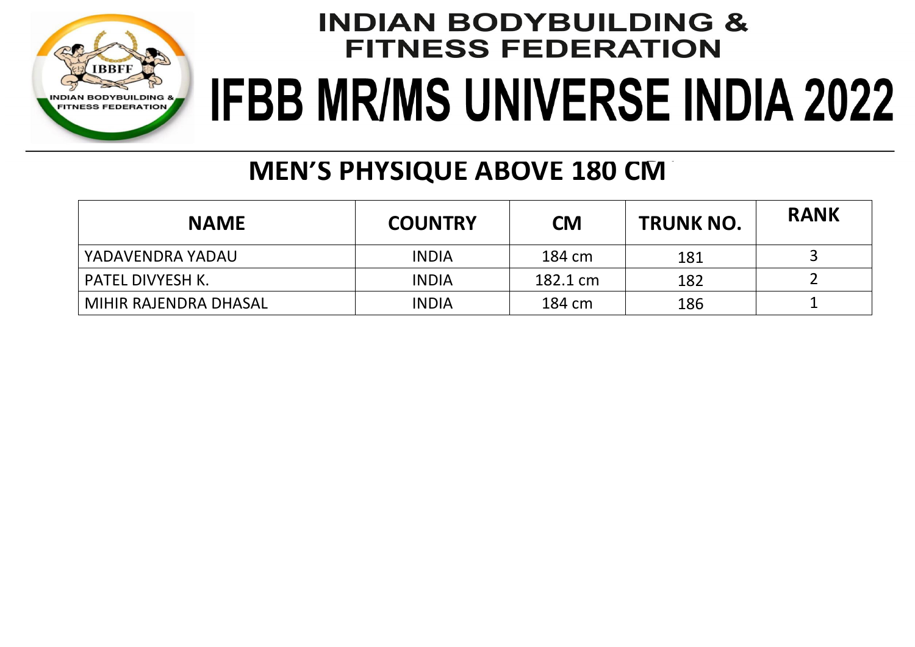# INDIAN BODYBUILDING & FITNESS FEDERATION

# IFBB MR/MS UNIVERSE INDIA 2022

## MEN'S PHYSIQUE ABOVE 180 CM

| NAME | COUNTRY | CM | TRUNK NO. | RANK |
|---|---|---|---|---|
| YADAVENDRA YADAU | INDIA | 184 cm | 181 | 3 |
| PATEL DIVYESH K. | INDIA | 182.1 cm | 182 | 2 |
| MIHIR RAJENDRA DHASAL | INDIA | 184 cm | 186 | 1 |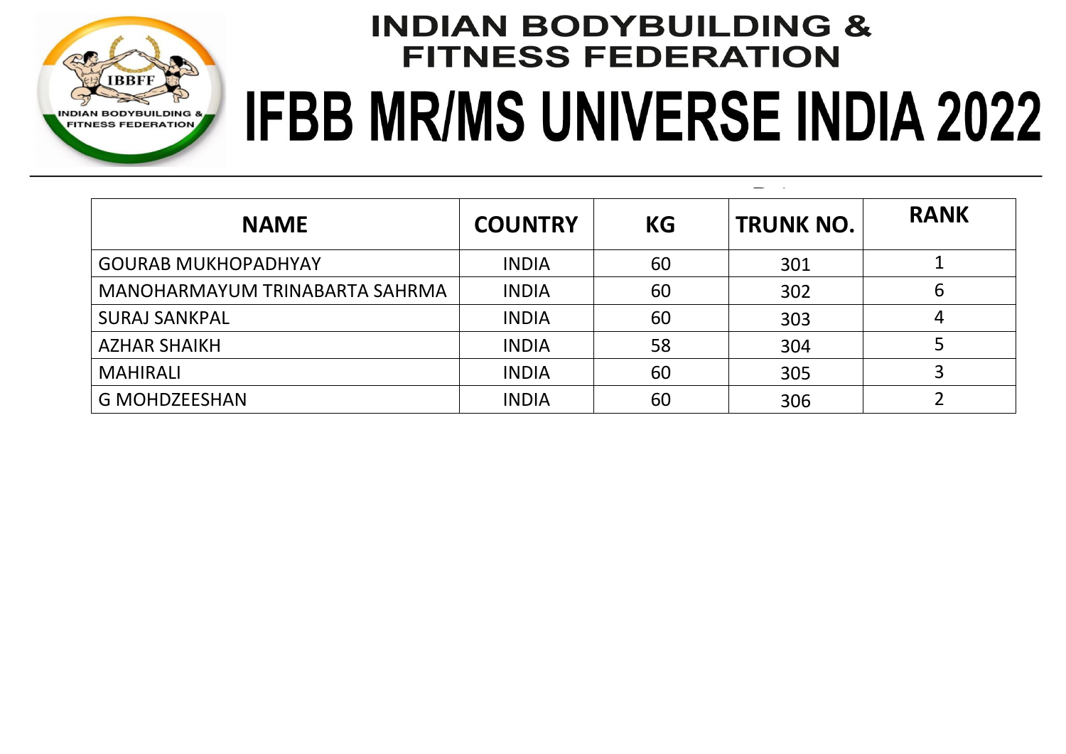# INDIAN BODYBUILDING & FITNESS FEDERATION

# IFBB MR/MS UNIVERSE INDIA 2022

| NAME | COUNTRY | KG | TRUNK NO. | RANK |
|---|---|---|---|---|
| GOURAB MUKHOPADHYAY | INDIA | 60 | 301 | 1 |
| MANOHARMAYUM TRINABARTA SAHRMA | INDIA | 60 | 302 | 6 |
| SURAJ SANKPAL | INDIA | 60 | 303 | 4 |
| AZHAR SHAIKH | INDIA | 58 | 304 | 5 |
| MAHIRALI | INDIA | 60 | 305 | 3 |
| G MOHDZEESHAN | INDIA | 60 | 306 | 2 |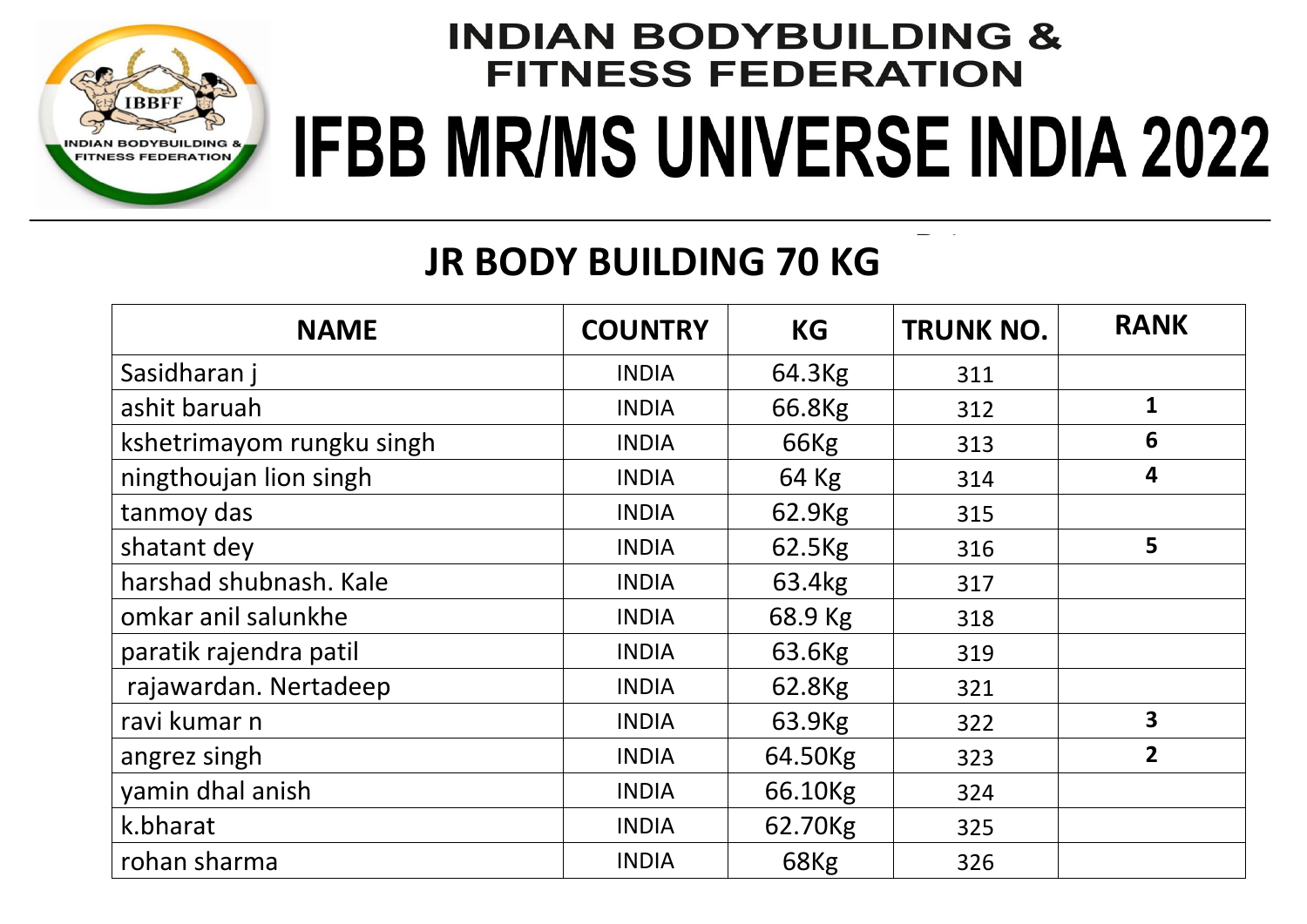# INDIAN BODYBUILDING & FITNESS FEDERATION

# IFBB MR/MS UNIVERSE INDIA 2022

## JR BODY BUILDING 70 KG

| NAME | COUNTRY | KG | TRUNK NO. | RANK |
|---|---|---|---|---|
| Sasidharan j | INDIA | 64.3Kg | 311 | |
| ashit baruah | INDIA | 66.8Kg | 312 | 1 |
| kshetrimayom rungku singh | INDIA | 66Kg | 313 | 6 |
| ningthoujan lion singh | INDIA | 64 Kg | 314 | 4 |
| tanmoy das | INDIA | 62.9Kg | 315 | |
| shatant dey | INDIA | 62.5Kg | 316 | 5 |
| harshad shubnash. Kale | INDIA | 63.4kg | 317 | |
| omkar anil salunkhe | INDIA | 68.9 Kg | 318 | |
| paratik rajendra patil | INDIA | 63.6Kg | 319 | |
| rajawardan. Nertadeep | INDIA | 62.8Kg | 321 | |
| ravi kumar n | INDIA | 63.9Kg | 322 | 3 |
| angrez singh | INDIA | 64.50Kg | 323 | 2 |
| yamin dhal anish | INDIA | 66.10Kg | 324 | |
| k.bharat | INDIA | 62.70Kg | 325 | |
| rohan sharma | INDIA | 68Kg | 326 | |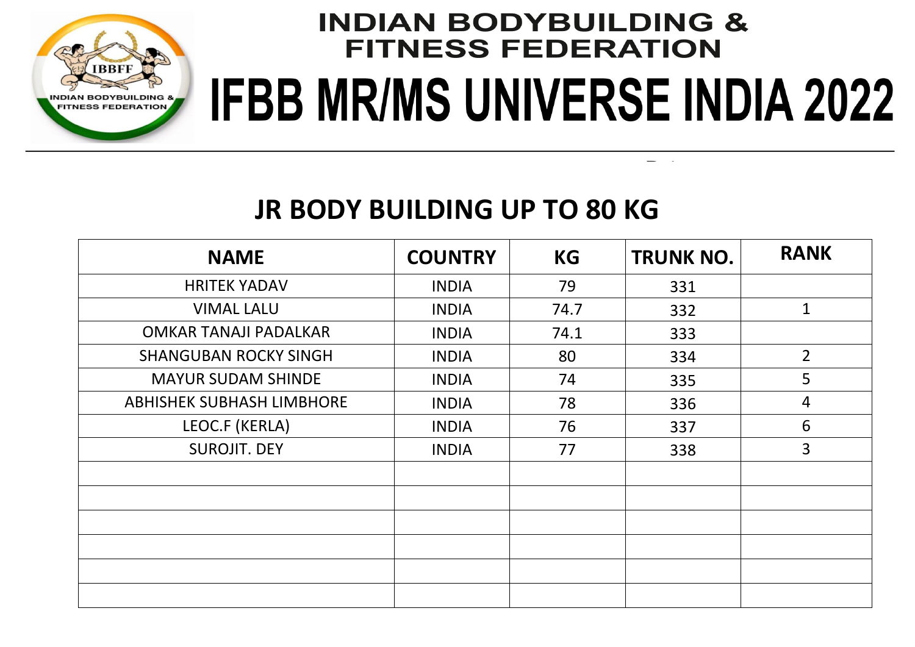# INDIAN BODYBUILDING & FITNESS FEDERATION

# IFBB MR/MS UNIVERSE INDIA 2022

## JR BODY BUILDING UP TO 80 KG

| NAME | COUNTRY | KG | TRUNK NO. | RANK |
|---|---|---|---|---|
| HRITEK YADAV | INDIA | 79 | 331 | |
| VIMAL LALU | INDIA | 74.7 | 332 | 1 |
| OMKAR TANAJI PADALKAR | INDIA | 74.1 | 333 | |
| SHANGUBAN ROCKY SINGH | INDIA | 80 | 334 | 2 |
| MAYUR SUDAM SHINDE | INDIA | 74 | 335 | 5 |
| ABHISHEK SUBHASH LIMBHORE | INDIA | 78 | 336 | 4 |
| LEOC.F (KERLA) | INDIA | 76 | 337 | 6 |
| SUROJIT. DEY | INDIA | 77 | 338 | 3 |
| | | | | |
| | | | | |
| | | | | |
| | | | | |
| | | | | |
| | | | | |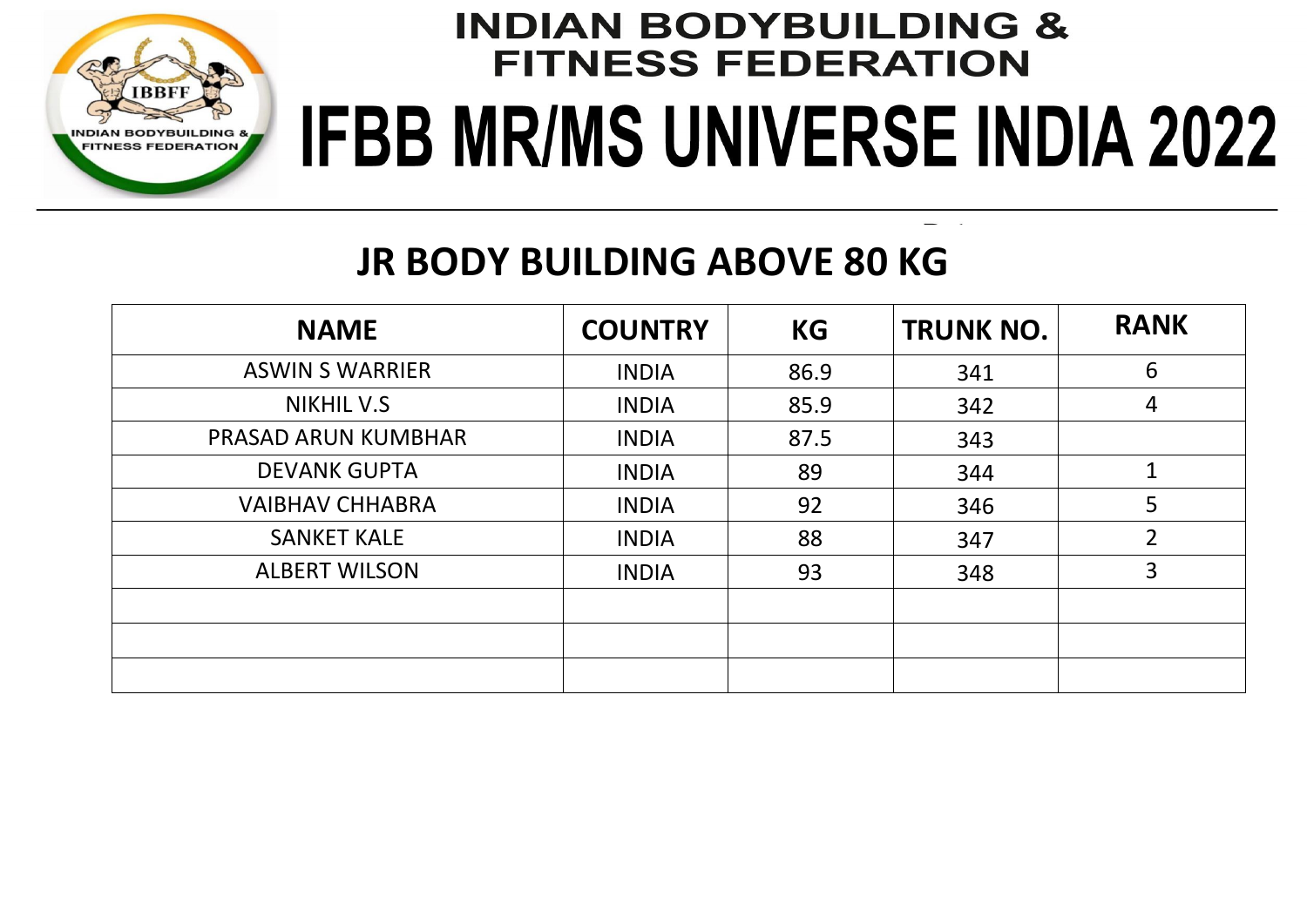# INDIAN BODYBUILDING & FITNESS FEDERATION

# IFBB MR/MS UNIVERSE INDIA 2022

## JR BODY BUILDING ABOVE 80 KG

| NAME | COUNTRY | KG | TRUNK NO. | RANK |
|---|---|---|---|---|
| ASWIN S WARRIER | INDIA | 86.9 | 341 | 6 |
| NIKHIL V.S | INDIA | 85.9 | 342 | 4 |
| PRASAD ARUN KUMBHAR | INDIA | 87.5 | 343 | |
| DEVANK GUPTA | INDIA | 89 | 344 | 1 |
| VAIBHAV CHHABRA | INDIA | 92 | 346 | 5 |
| SANKET KALE | INDIA | 88 | 347 | 2 |
| ALBERT WILSON | INDIA | 93 | 348 | 3 |
| | | | | |
| | | | | |
| | | | | |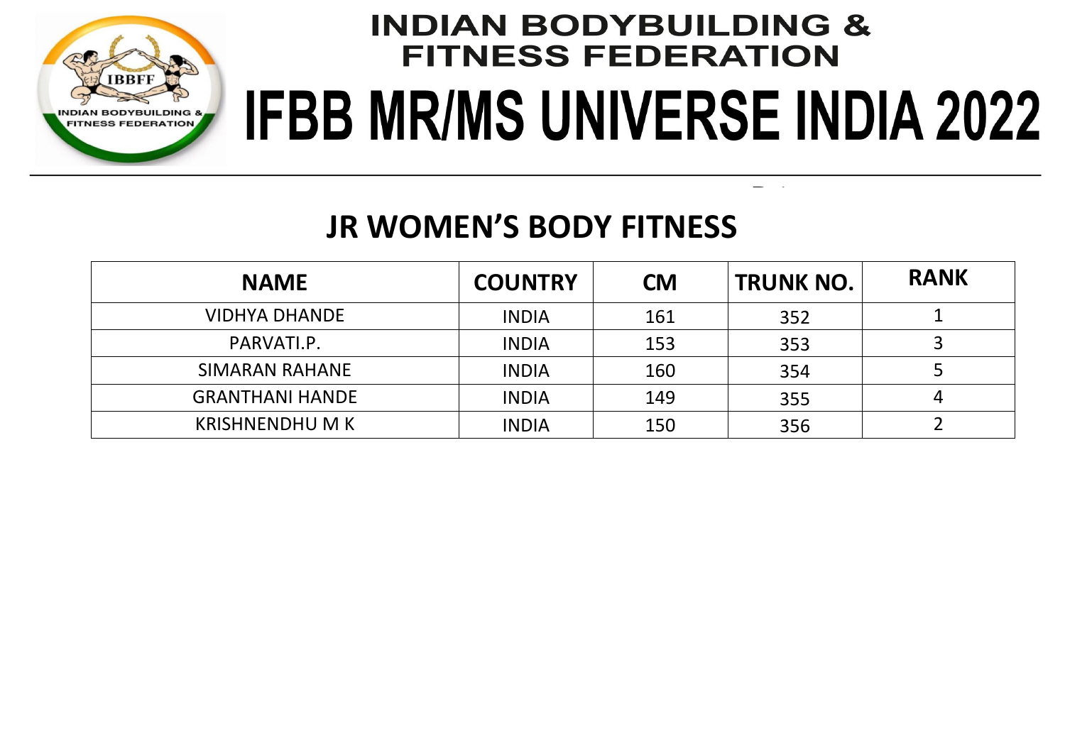# INDIAN BODYBUILDING & FITNESS FEDERATION

# IFBB MR/MS UNIVERSE INDIA 2022

## JR WOMEN'S BODY FITNESS

| NAME | COUNTRY | CM | TRUNK NO. | RANK |
|---|---|---|---|---|
| VIDHYA DHANDE | INDIA | 161 | 352 | 1 |
| PARVATI.P. | INDIA | 153 | 353 | 3 |
| SIMARAN RAHANE | INDIA | 160 | 354 | 5 |
| GRANTHANI HANDE | INDIA | 149 | 355 | 4 |
| KRISHNENDHU M K | INDIA | 150 | 356 | 2 |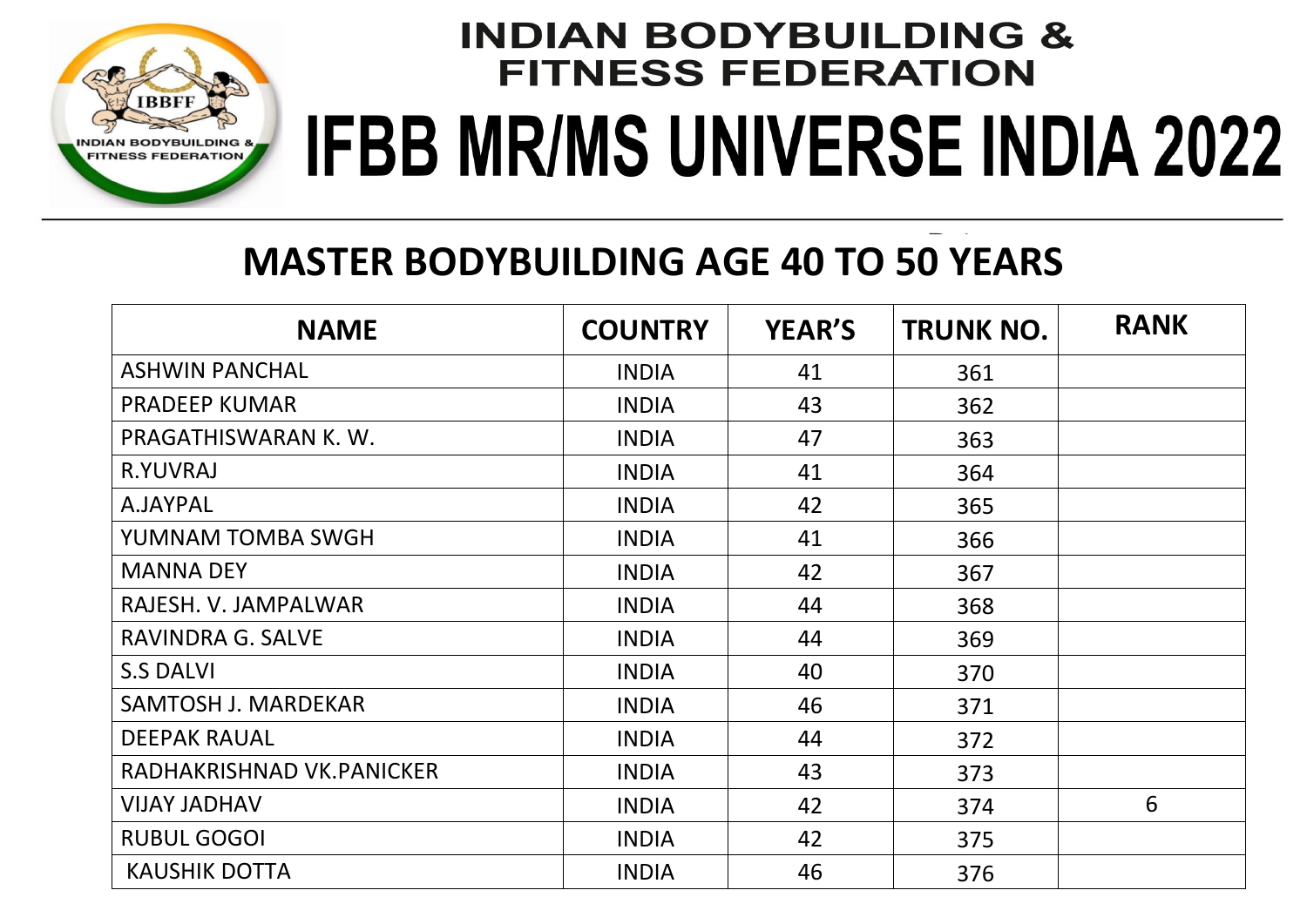# INDIAN BODYBUILDING & FITNESS FEDERATION

# IFBB MR/MS UNIVERSE INDIA 2022

## MASTER BODYBUILDING AGE 40 TO 50 YEARS

| NAME | COUNTRY | YEAR'S | TRUNK NO. | RANK |
|---|---|---|---|---|
| ASHWIN PANCHAL | INDIA | 41 | 361 | |
| PRADEEP KUMAR | INDIA | 43 | 362 | |
| PRAGATHISWARAN K. W. | INDIA | 47 | 363 | |
| R.YUVRAJ | INDIA | 41 | 364 | |
| A.JAYPAL | INDIA | 42 | 365 | |
| YUMNAM TOMBA SWGH | INDIA | 41 | 366 | |
| MANNA DEY | INDIA | 42 | 367 | |
| RAJESH. V. JAMPALWAR | INDIA | 44 | 368 | |
| RAVINDRA G. SALVE | INDIA | 44 | 369 | |
| S.S DALVI | INDIA | 40 | 370 | |
| SAMTOSH J. MARDEKAR | INDIA | 46 | 371 | |
| DEEPAK RAUAL | INDIA | 44 | 372 | |
| RADHAKRISHNAD VK.PANICKER | INDIA | 43 | 373 | |
| VIJAY JADHAV | INDIA | 42 | 374 | 6 |
| RUBUL GOGOI | INDIA | 42 | 375 | |
| KAUSHIK DOTTA | INDIA | 46 | 376 | |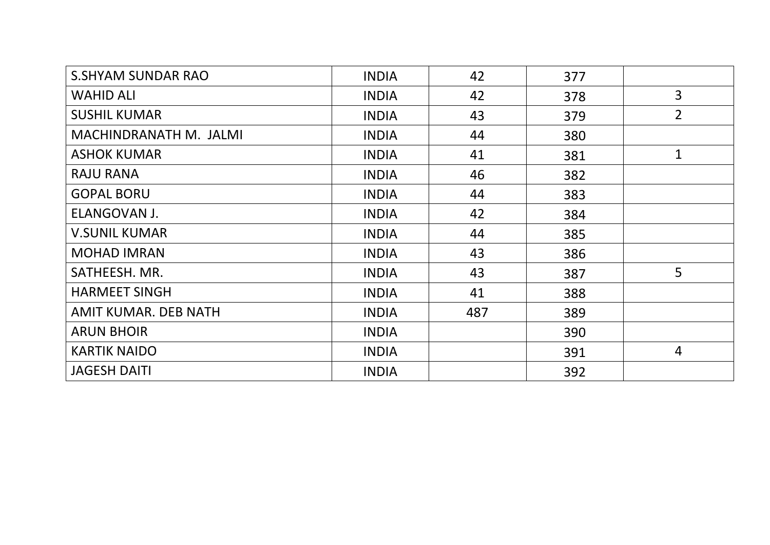| | | | | |
|---|---|---|---|---|
| S.SHYAM SUNDAR RAO | INDIA | 42 | 377 | |
| WAHID ALI | INDIA | 42 | 378 | 3 |
| SUSHIL KUMAR | INDIA | 43 | 379 | 2 |
| MACHINDRANATH M. JALMI | INDIA | 44 | 380 | |
| ASHOK KUMAR | INDIA | 41 | 381 | 1 |
| RAJU RANA | INDIA | 46 | 382 | |
| GOPAL BORU | INDIA | 44 | 383 | |
| ELANGOVAN J. | INDIA | 42 | 384 | |
| V.SUNIL KUMAR | INDIA | 44 | 385 | |
| MOHAD IMRAN | INDIA | 43 | 386 | |
| SATHEESH. MR. | INDIA | 43 | 387 | 5 |
| HARMEET SINGH | INDIA | 41 | 388 | |
| AMIT KUMAR. DEB NATH | INDIA | 487 | 389 | |
| ARUN BHOIR | INDIA | | 390 | |
| KARTIK NAIDO | INDIA | | 391 | 4 |
| JAGESH DAITI | INDIA | | 392 | |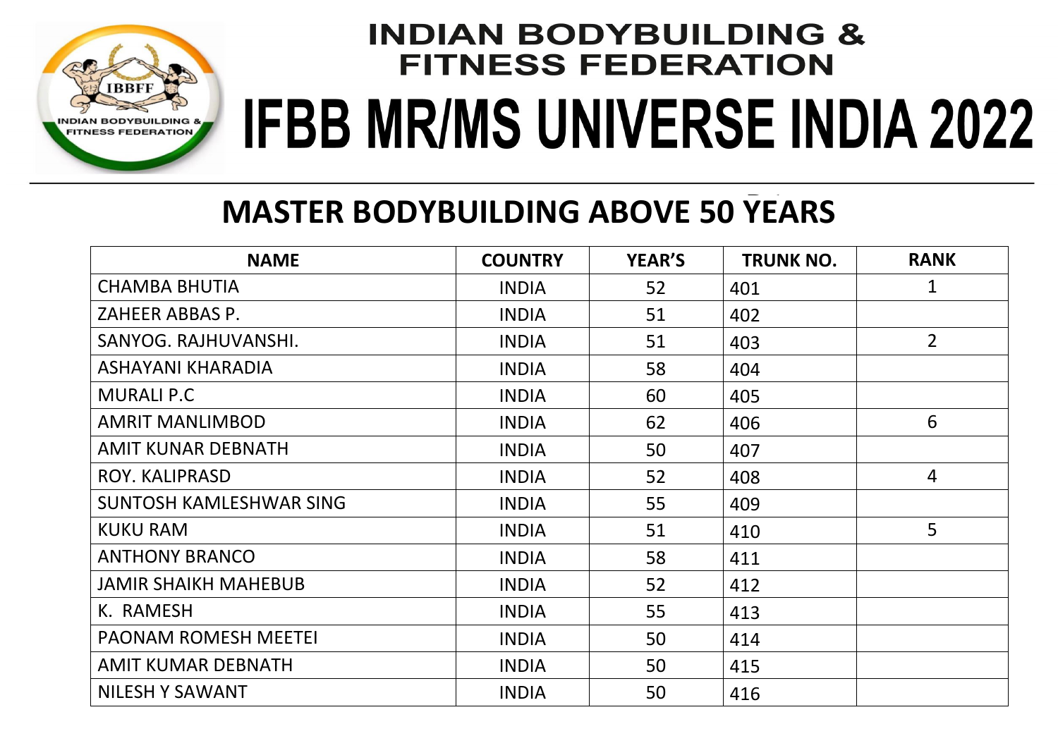# INDIAN BODYBUILDING & FITNESS FEDERATION

# IFBB MR/MS UNIVERSE INDIA 2022

## MASTER BODYBUILDING ABOVE 50 YEARS

| NAME | COUNTRY | YEAR'S | TRUNK NO. | RANK |
|---|---|---|---|---|
| CHAMBA BHUTIA | INDIA | 52 | 401 | 1 |
| ZAHEER ABBAS P. | INDIA | 51 | 402 | |
| SANYOG. RAJHUVANSHI. | INDIA | 51 | 403 | 2 |
| ASHAYANI KHARADIA | INDIA | 58 | 404 | |
| MURALI P.C | INDIA | 60 | 405 | |
| AMRIT MANLIMBOD | INDIA | 62 | 406 | 6 |
| AMIT KUNAR DEBNATH | INDIA | 50 | 407 | |
| ROY. KALIPRASD | INDIA | 52 | 408 | 4 |
| SUNTOSH KAMLESHWAR SING | INDIA | 55 | 409 | |
| KUKU RAM | INDIA | 51 | 410 | 5 |
| ANTHONY BRANCO | INDIA | 58 | 411 | |
| JAMIR SHAIKH MAHEBUB | INDIA | 52 | 412 | |
| K. RAMESH | INDIA | 55 | 413 | |
| PAONAM ROMESH MEETEI | INDIA | 50 | 414 | |
| AMIT KUMAR DEBNATH | INDIA | 50 | 415 | |
| NILESH Y SAWANT | INDIA | 50 | 416 | |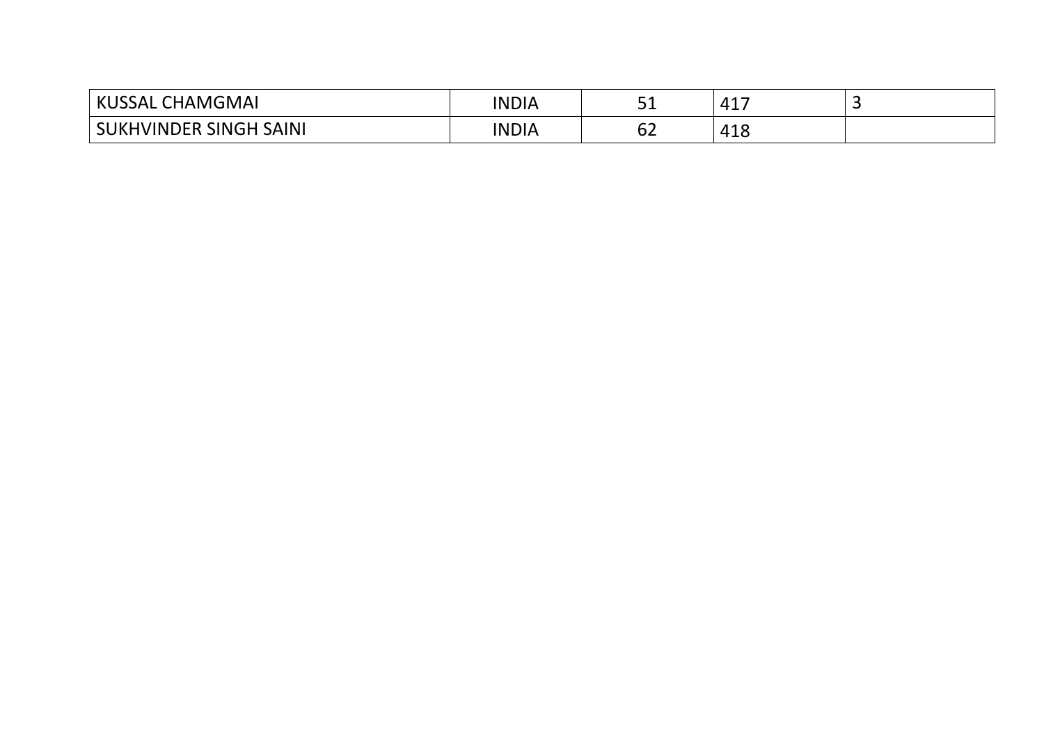| KUSSAL CHAMGMAI | INDIA | 51 | 417 | 3 |
| --- | --- | --- | --- | --- |
| SUKHVINDER SINGH SAINI | INDIA | 62 | 418 | |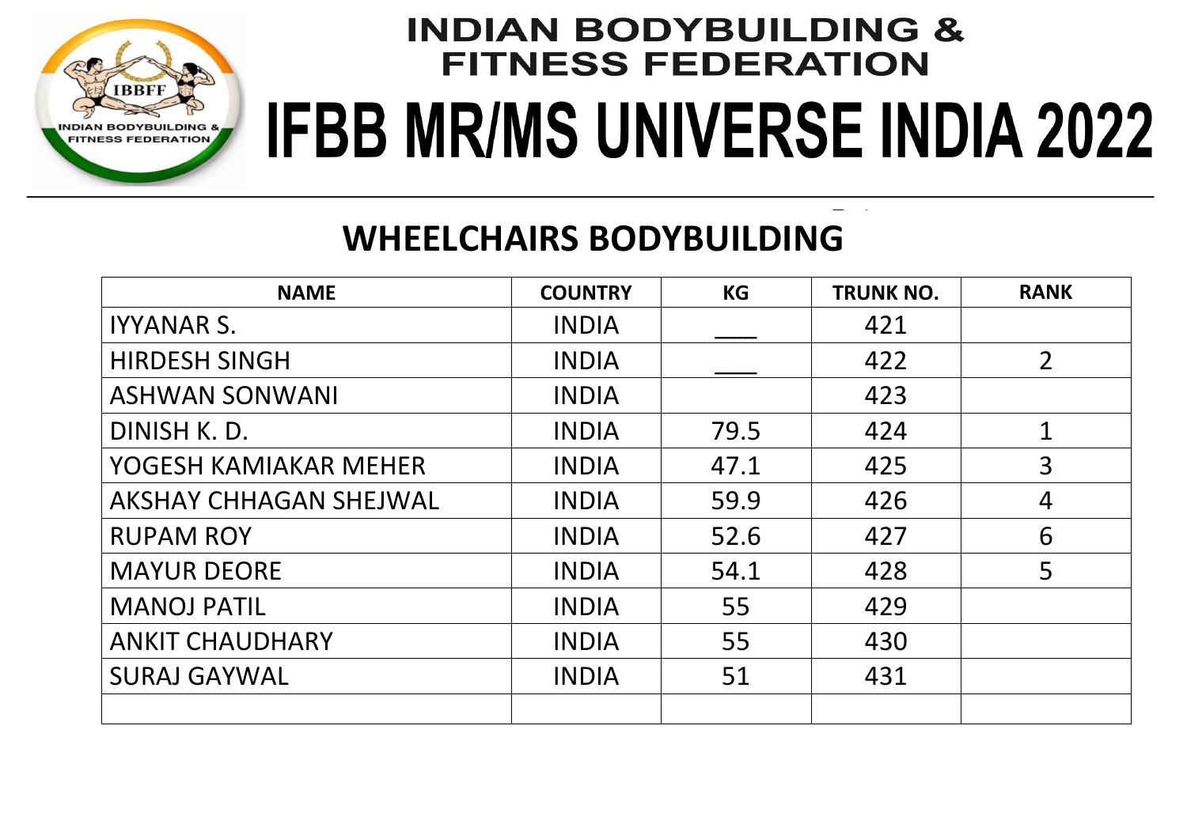# INDIAN BODYBUILDING & FITNESS FEDERATION

# IFBB MR/MS UNIVERSE INDIA 2022

## WHEELCHAIRS BODYBUILDING

| NAME | COUNTRY | KG | TRUNK NO. | RANK |
|---|---|---|---|---|
| IYYANAR S. | INDIA | ___ | 421 | |
| HIRDESH SINGH | INDIA | ___ | 422 | 2 |
| ASHWAN SONWANI | INDIA | | 423 | |
| DINISH K. D. | INDIA | 79.5 | 424 | 1 |
| YOGESH KAMIAKAR MEHER | INDIA | 47.1 | 425 | 3 |
| AKSHAY CHHAGAN SHEJWAL | INDIA | 59.9 | 426 | 4 |
| RUPAM ROY | INDIA | 52.6 | 427 | 6 |
| MAYUR DEORE | INDIA | 54.1 | 428 | 5 |
| MANOJ PATIL | INDIA | 55 | 429 | |
| ANKIT CHAUDHARY | INDIA | 55 | 430 | |
| SURAJ GAYWAL | INDIA | 51 | 431 | |
| | | | | |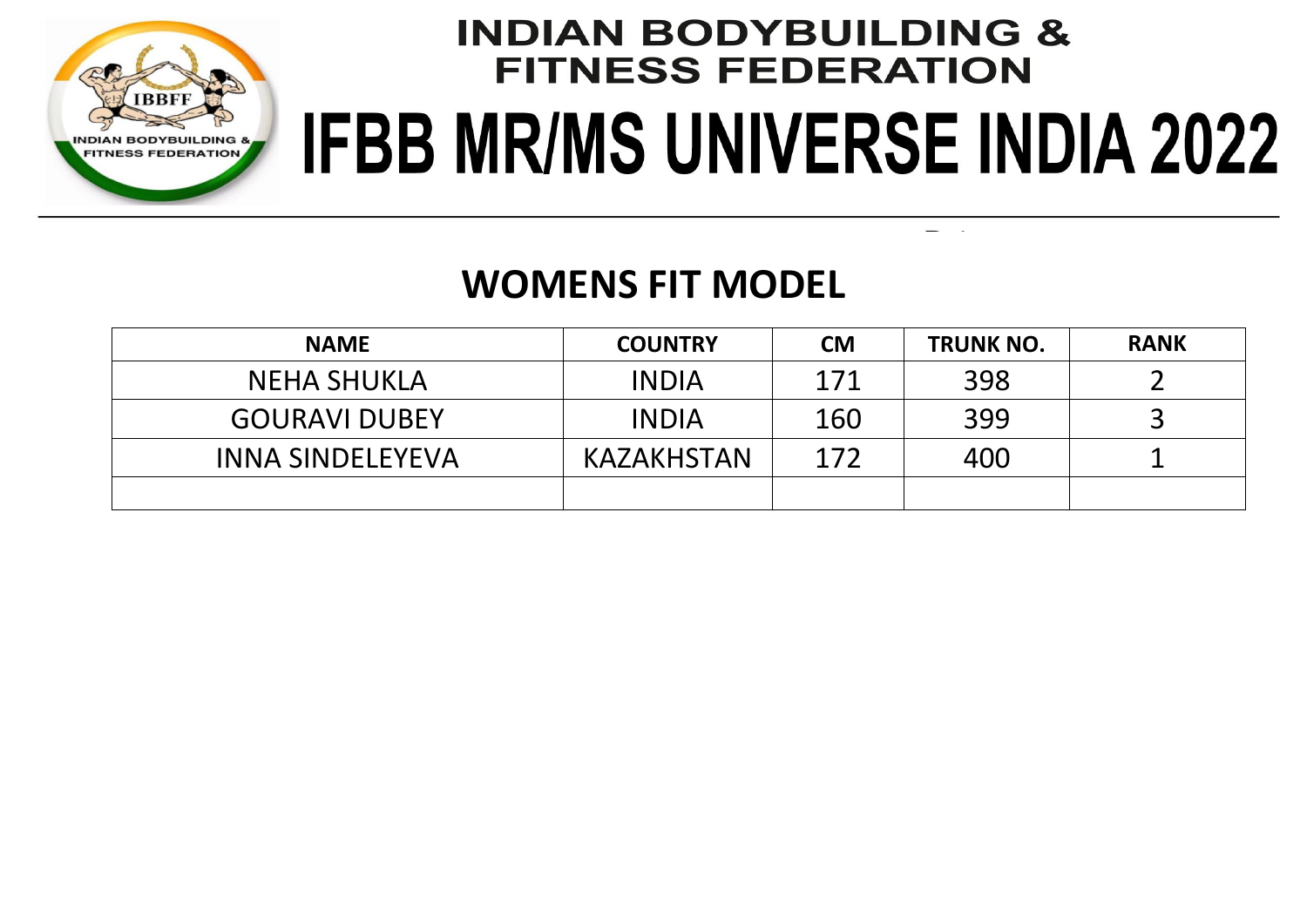# INDIAN BODYBUILDING & FITNESS FEDERATION

# IFBB MR/MS UNIVERSE INDIA 2022

## WOMENS FIT MODEL

| NAME | COUNTRY | CM | TRUNK NO. | RANK |
|---|---|---|---|---|
| NEHA SHUKLA | INDIA | 171 | 398 | 2 |
| GOURAVI DUBEY | INDIA | 160 | 399 | 3 |
| INNA SINDELEYEVA | KAZAKHSTAN | 172 | 400 | 1 |
| | | | | |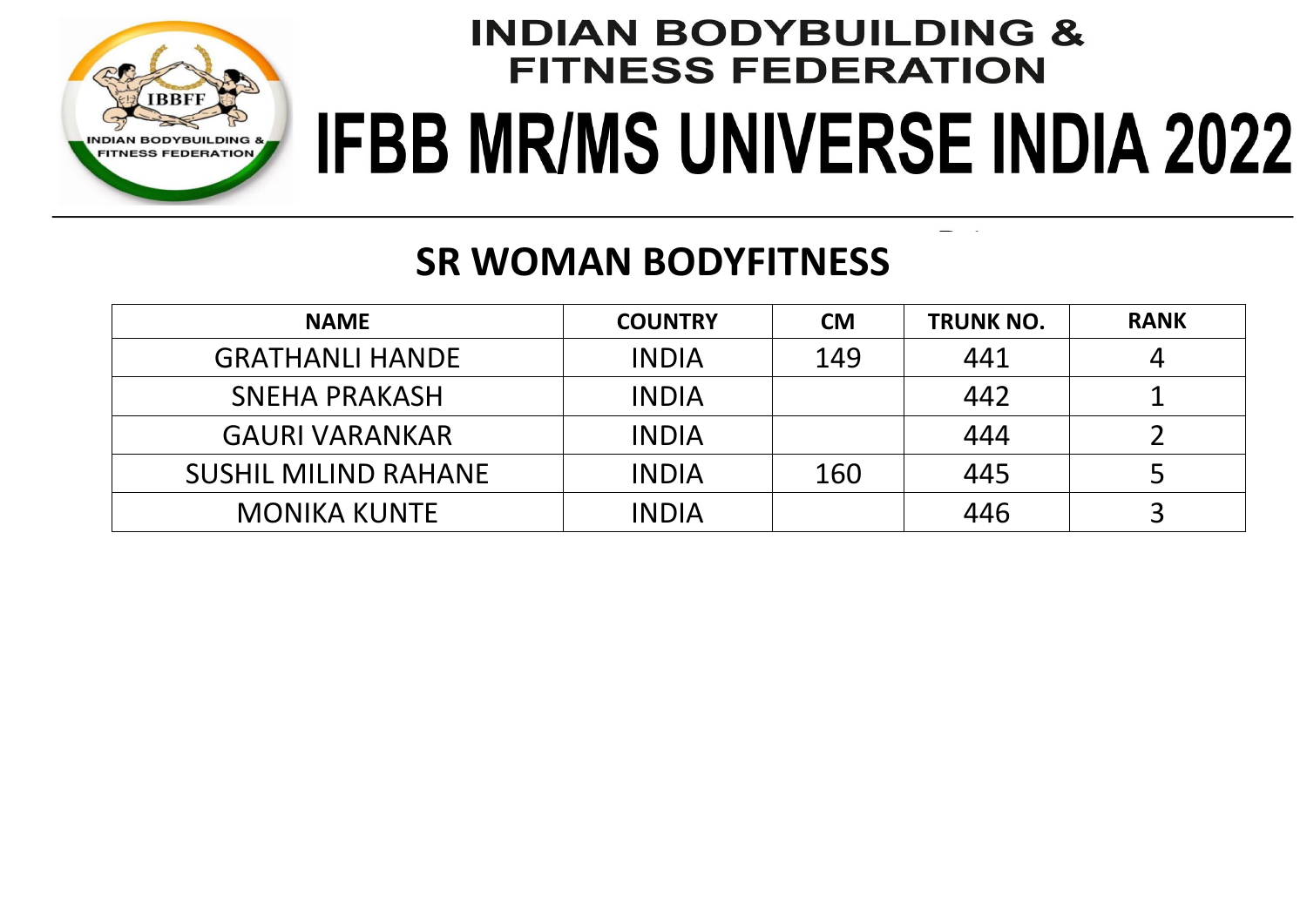# INDIAN BODYBUILDING & FITNESS FEDERATION

# IFBB MR/MS UNIVERSE INDIA 2022

## SR WOMAN BODYFITNESS

| NAME | COUNTRY | CM | TRUNK NO. | RANK |
|---|---|---|---|---|
| GRATHANLI HANDE | INDIA | 149 | 441 | 4 |
| SNEHA PRAKASH | INDIA | | 442 | 1 |
| GAURI VARANKAR | INDIA | | 444 | 2 |
| SUSHIL MILIND RAHANE | INDIA | 160 | 445 | 5 |
| MONIKA KUNTE | INDIA | | 446 | 3 |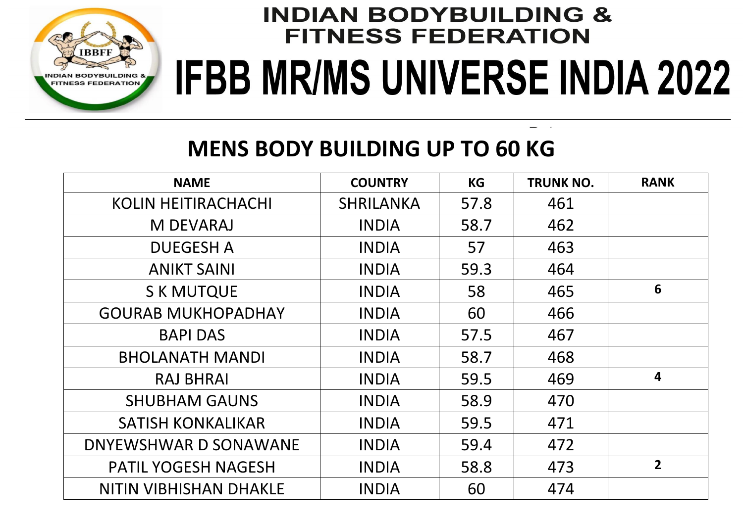# INDIAN BODYBUILDING & FITNESS FEDERATION

# IFBB MR/MS UNIVERSE INDIA 2022

## MENS BODY BUILDING UP TO 60 KG

| NAME | COUNTRY | KG | TRUNK NO. | RANK |
|---|---|---|---|---|
| KOLIN HEITIRACHACHI | SHRILANKA | 57.8 | 461 | |
| M DEVARAJ | INDIA | 58.7 | 462 | |
| DUEGESH A | INDIA | 57 | 463 | |
| ANIKT SAINI | INDIA | 59.3 | 464 | |
| S K MUTQUE | INDIA | 58 | 465 | **6** |
| GOURAB MUKHOPADHAY | INDIA | 60 | 466 | |
| BAPI DAS | INDIA | 57.5 | 467 | |
| BHOLANATH MANDI | INDIA | 58.7 | 468 | |
| RAJ BHRAI | INDIA | 59.5 | 469 | **4** |
| SHUBHAM GAUNS | INDIA | 58.9 | 470 | |
| SATISH KONKALIKAR | INDIA | 59.5 | 471 | |
| DNYEWSHWAR D SONAWANE | INDIA | 59.4 | 472 | |
| PATIL YOGESH NAGESH | INDIA | 58.8 | 473 | **2** |
| NITIN VIBHISHAN DHAKLE | INDIA | 60 | 474 | |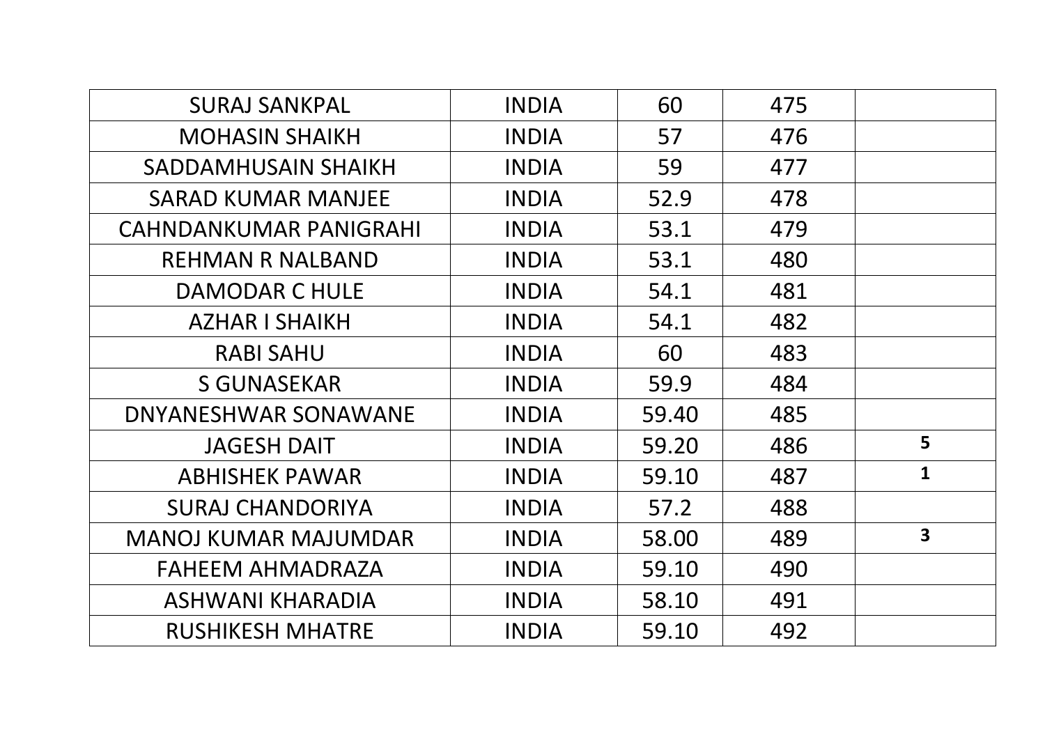| | | | | |
|---|---|---|---|---|
| SURAJ SANKPAL | INDIA | 60 | 475 | |
| MOHASIN SHAIKH | INDIA | 57 | 476 | |
| SADDAMHUSAIN SHAIKH | INDIA | 59 | 477 | |
| SARAD KUMAR MANJEE | INDIA | 52.9 | 478 | |
| CAHNDANKUMAR PANIGRAHI | INDIA | 53.1 | 479 | |
| REHMAN R NALBAND | INDIA | 53.1 | 480 | |
| DAMODAR C HULE | INDIA | 54.1 | 481 | |
| AZHAR I SHAIKH | INDIA | 54.1 | 482 | |
| RABI SAHU | INDIA | 60 | 483 | |
| S GUNASEKAR | INDIA | 59.9 | 484 | |
| DNYANESHWAR SONAWANE | INDIA | 59.40 | 485 | |
| JAGESH DAIT | INDIA | 59.20 | 486 | **5** |
| ABHISHEK PAWAR | INDIA | 59.10 | 487 | **1** |
| SURAJ CHANDORIYA | INDIA | 57.2 | 488 | |
| MANOJ KUMAR MAJUMDAR | INDIA | 58.00 | 489 | **3** |
| FAHEEM AHMADRAZA | INDIA | 59.10 | 490 | |
| ASHWANI KHARADIA | INDIA | 58.10 | 491 | |
| RUSHIKESH MHATRE | INDIA | 59.10 | 492 | |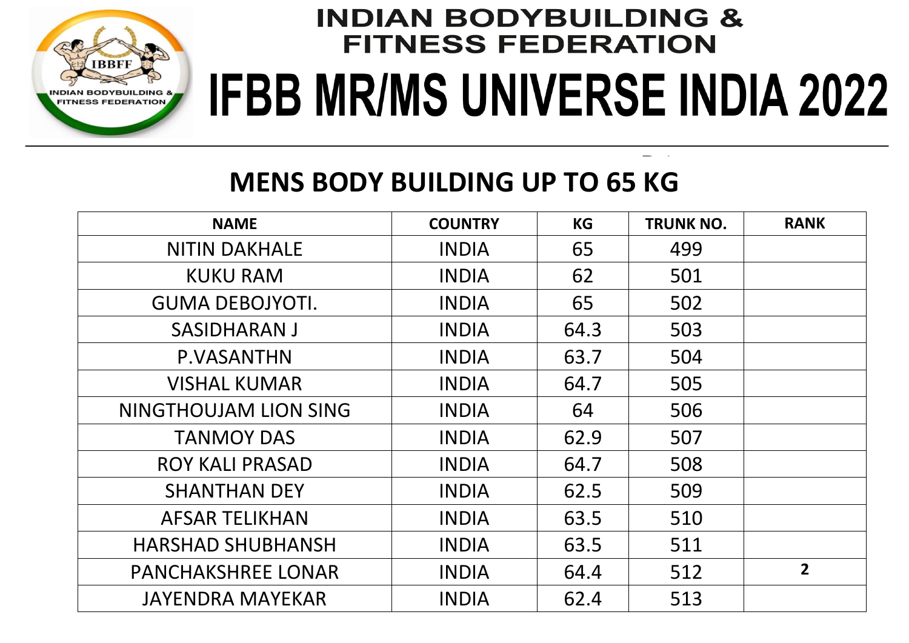INDIAN BODYBUILDING & FITNESS FEDERATION

# IFBB MR/MS UNIVERSE INDIA 2022

## MENS BODY BUILDING UP TO 65 KG

| NAME | COUNTRY | KG | TRUNK NO. | RANK |
|---|---|---|---|---|
| NITIN DAKHALE | INDIA | 65 | 499 | |
| KUKU RAM | INDIA | 62 | 501 | |
| GUMA DEBOJYOTI. | INDIA | 65 | 502 | |
| SASIDHARAN J | INDIA | 64.3 | 503 | |
| P.VASANTHN | INDIA | 63.7 | 504 | |
| VISHAL KUMAR | INDIA | 64.7 | 505 | |
| NINGTHOUJAM LION SING | INDIA | 64 | 506 | |
| TANMOY DAS | INDIA | 62.9 | 507 | |
| ROY KALI PRASAD | INDIA | 64.7 | 508 | |
| SHANTHAN DEY | INDIA | 62.5 | 509 | |
| AFSAR TELIKHAN | INDIA | 63.5 | 510 | |
| HARSHAD SHUBHANSH | INDIA | 63.5 | 511 | |
| PANCHAKSHREE LONAR | INDIA | 64.4 | 512 | 2 |
| JAYENDRA MAYEKAR | INDIA | 62.4 | 513 | |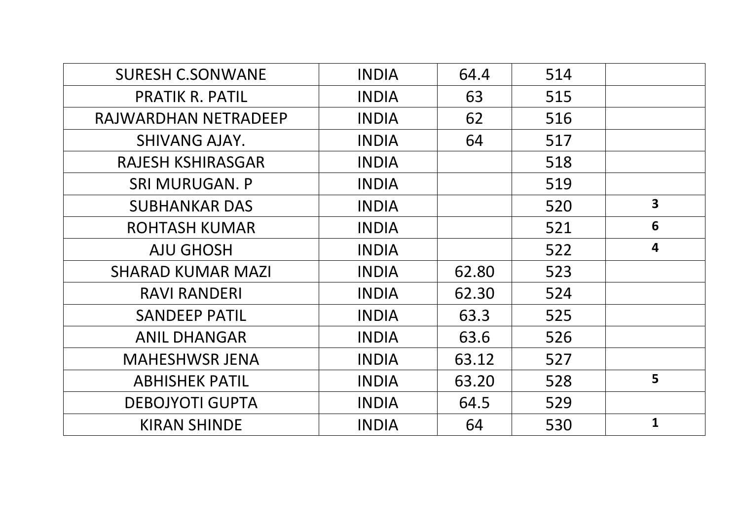| | | | | |
|---|---|---|---|---|
| SURESH C.SONWANE | INDIA | 64.4 | 514 | |
| PRATIK R. PATIL | INDIA | 63 | 515 | |
| RAJWARDHAN NETRADEEP | INDIA | 62 | 516 | |
| SHIVANG AJAY. | INDIA | 64 | 517 | |
| RAJESH KSHIRASGAR | INDIA | | 518 | |
| SRI MURUGAN. P | INDIA | | 519 | |
| SUBHANKAR DAS | INDIA | | 520 | **3** |
| ROHTASH KUMAR | INDIA | | 521 | **6** |
| AJU GHOSH | INDIA | | 522 | **4** |
| SHARAD KUMAR MAZI | INDIA | 62.80 | 523 | |
| RAVI RANDERI | INDIA | 62.30 | 524 | |
| SANDEEP PATIL | INDIA | 63.3 | 525 | |
| ANIL DHANGAR | INDIA | 63.6 | 526 | |
| MAHESHWSR JENA | INDIA | 63.12 | 527 | |
| ABHISHEK PATIL | INDIA | 63.20 | 528 | **5** |
| DEBOJYOTI GUPTA | INDIA | 64.5 | 529 | |
| KIRAN SHINDE | INDIA | 64 | 530 | **1** |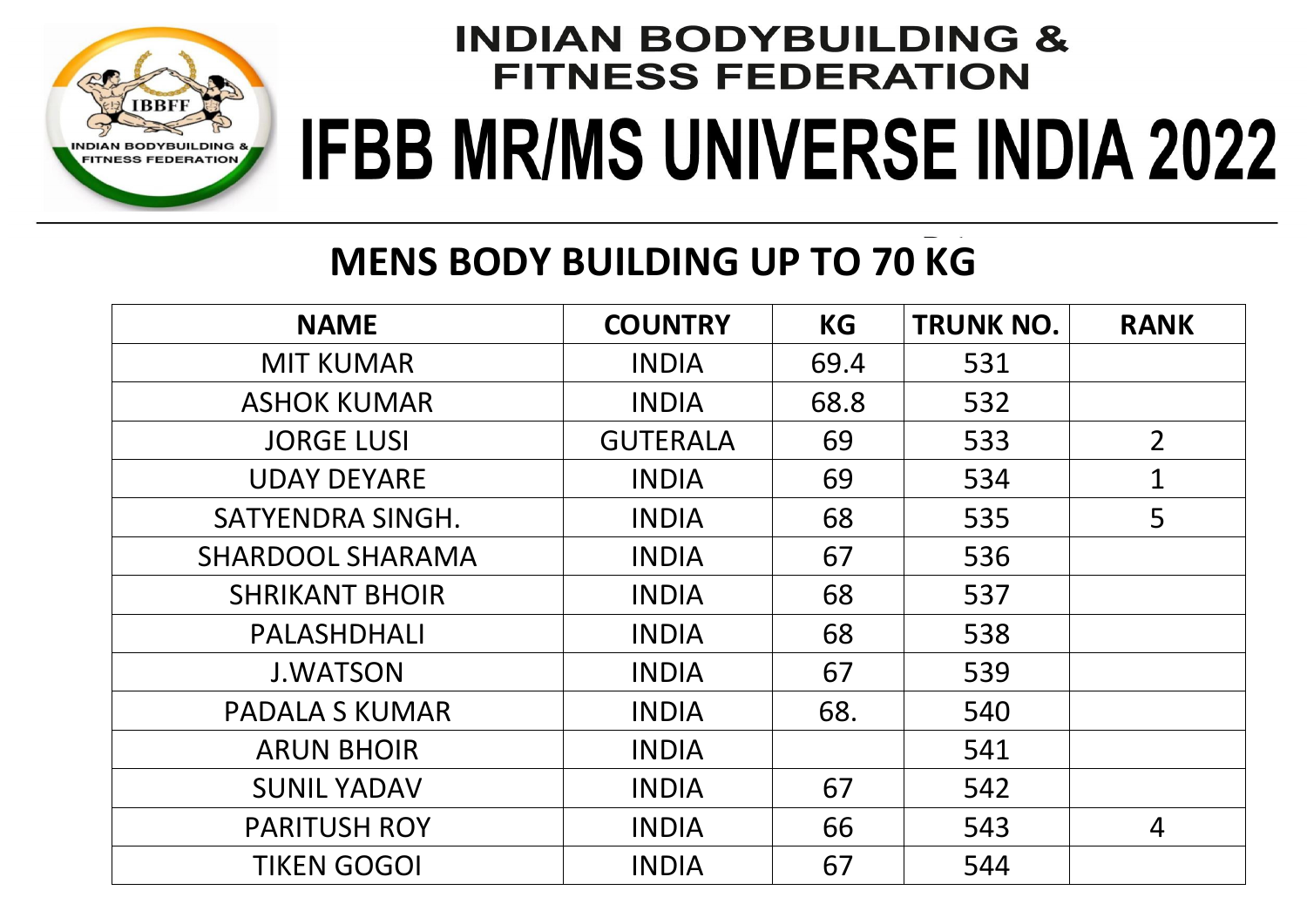# INDIAN BODYBUILDING & FITNESS FEDERATION

# IFBB MR/MS UNIVERSE INDIA 2022

## MENS BODY BUILDING UP TO 70 KG

| NAME | COUNTRY | KG | TRUNK NO. | RANK |
|---|---|---|---|---|
| MIT KUMAR | INDIA | 69.4 | 531 | |
| ASHOK KUMAR | INDIA | 68.8 | 532 | |
| JORGE LUSI | GUTERALA | 69 | 533 | 2 |
| UDAY DEYARE | INDIA | 69 | 534 | 1 |
| SATYENDRA SINGH. | INDIA | 68 | 535 | 5 |
| SHARDOOL SHARAMA | INDIA | 67 | 536 | |
| SHRIKANT BHOIR | INDIA | 68 | 537 | |
| PALASHDHALI | INDIA | 68 | 538 | |
| J.WATSON | INDIA | 67 | 539 | |
| PADALA S KUMAR | INDIA | 68. | 540 | |
| ARUN BHOIR | INDIA | | 541 | |
| SUNIL YADAV | INDIA | 67 | 542 | |
| PARITUSH ROY | INDIA | 66 | 543 | 4 |
| TIKEN GOGOI | INDIA | 67 | 544 | |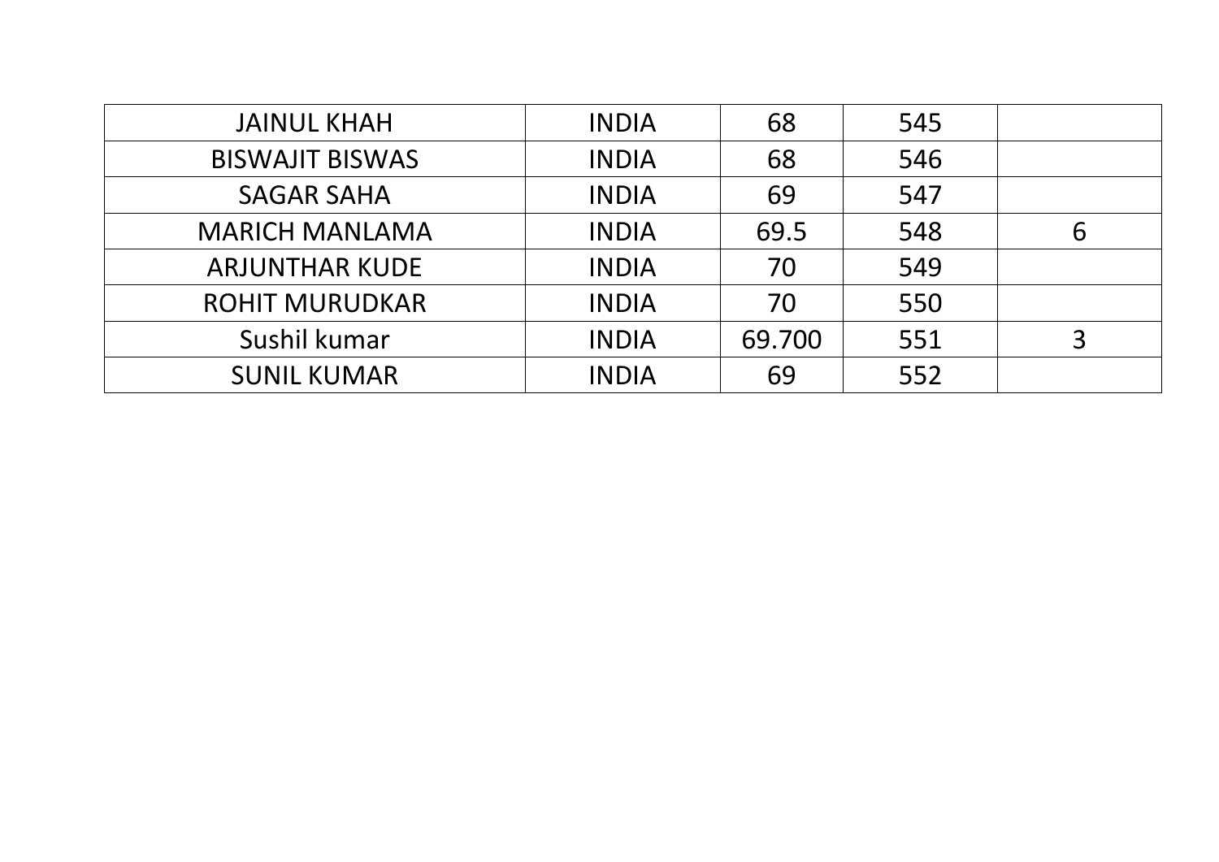| | | | | |
|---|---|---|---|---|
| JAINUL KHAH | INDIA | 68 | 545 | |
| BISWAJIT BISWAS | INDIA | 68 | 546 | |
| SAGAR SAHA | INDIA | 69 | 547 | |
| MARICH MANLAMA | INDIA | 69.5 | 548 | 6 |
| ARJUNTHAR KUDE | INDIA | 70 | 549 | |
| ROHIT MURUDKAR | INDIA | 70 | 550 | |
| Sushil kumar | INDIA | 69.700 | 551 | 3 |
| SUNIL KUMAR | INDIA | 69 | 552 | |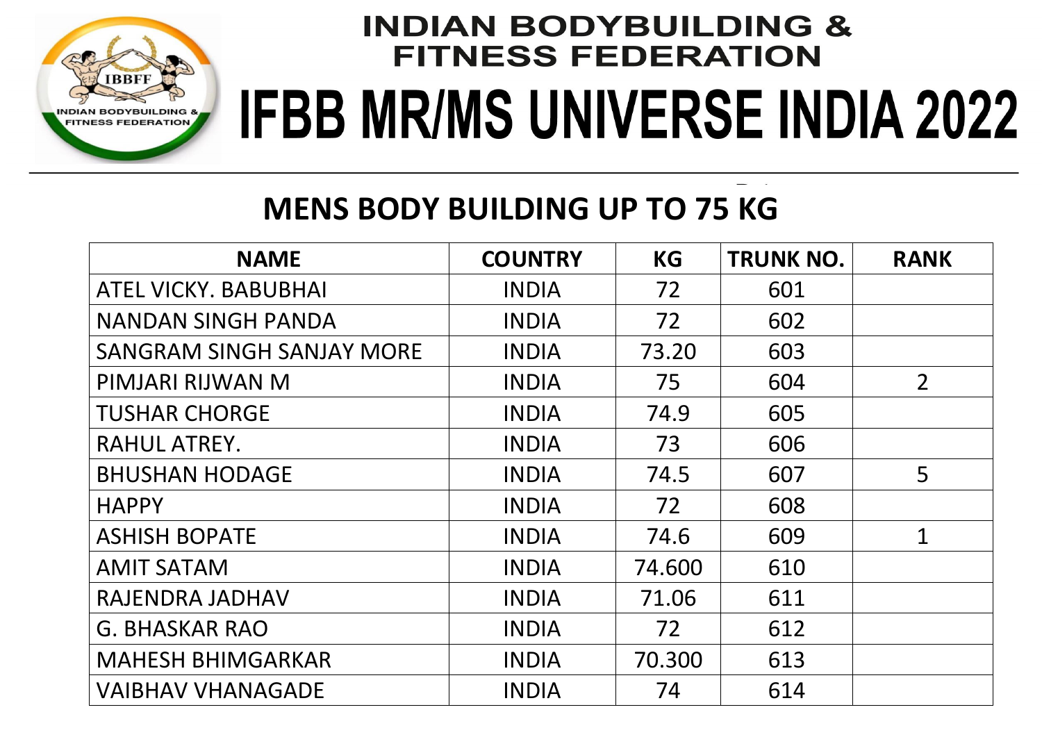# INDIAN BODYBUILDING & FITNESS FEDERATION

# IFBB MR/MS UNIVERSE INDIA 2022

## MENS BODY BUILDING UP TO 75 KG

| NAME | COUNTRY | KG | TRUNK NO. | RANK |
|---|---|---|---|---|
| ATEL VICKY. BABUBHAI | INDIA | 72 | 601 | |
| NANDAN SINGH PANDA | INDIA | 72 | 602 | |
| SANGRAM SINGH SANJAY MORE | INDIA | 73.20 | 603 | |
| PIMJARI RIJWAN M | INDIA | 75 | 604 | 2 |
| TUSHAR CHORGE | INDIA | 74.9 | 605 | |
| RAHUL ATREY. | INDIA | 73 | 606 | |
| BHUSHAN HODAGE | INDIA | 74.5 | 607 | 5 |
| HAPPY | INDIA | 72 | 608 | |
| ASHISH BOPATE | INDIA | 74.6 | 609 | 1 |
| AMIT SATAM | INDIA | 74.600 | 610 | |
| RAJENDRA JADHAV | INDIA | 71.06 | 611 | |
| G. BHASKAR RAO | INDIA | 72 | 612 | |
| MAHESH BHIMGARKAR | INDIA | 70.300 | 613 | |
| VAIBHAV VHANAGADE | INDIA | 74 | 614 | |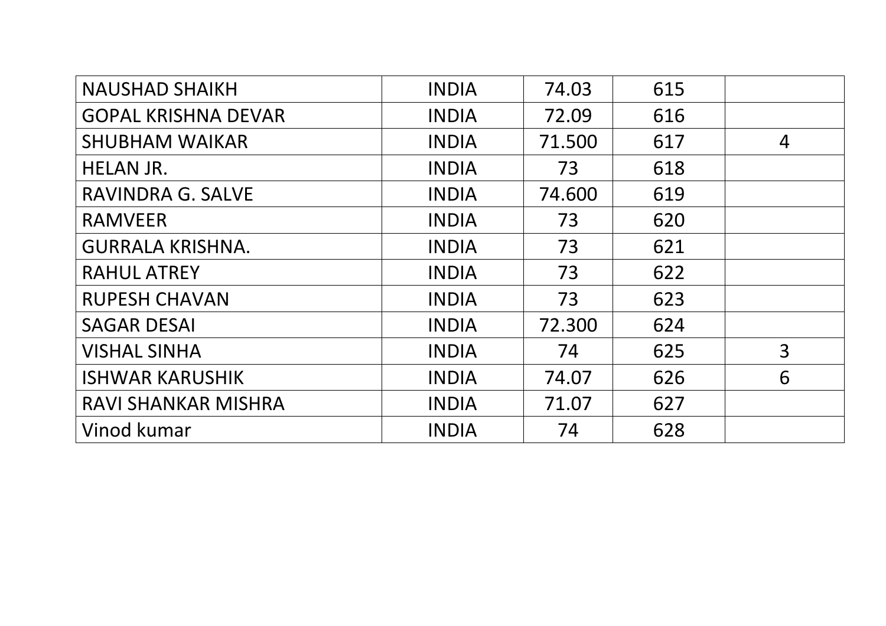| | | | | |
|---|---|---|---|---|
| NAUSHAD SHAIKH | INDIA | 74.03 | 615 | |
| GOPAL KRISHNA DEVAR | INDIA | 72.09 | 616 | |
| SHUBHAM WAIKAR | INDIA | 71.500 | 617 | 4 |
| HELAN JR. | INDIA | 73 | 618 | |
| RAVINDRA G. SALVE | INDIA | 74.600 | 619 | |
| RAMVEER | INDIA | 73 | 620 | |
| GURRALA KRISHNA. | INDIA | 73 | 621 | |
| RAHUL ATREY | INDIA | 73 | 622 | |
| RUPESH CHAVAN | INDIA | 73 | 623 | |
| SAGAR DESAI | INDIA | 72.300 | 624 | |
| VISHAL SINHA | INDIA | 74 | 625 | 3 |
| ISHWAR KARUSHIK | INDIA | 74.07 | 626 | 6 |
| RAVI SHANKAR MISHRA | INDIA | 71.07 | 627 | |
| Vinod kumar | INDIA | 74 | 628 | |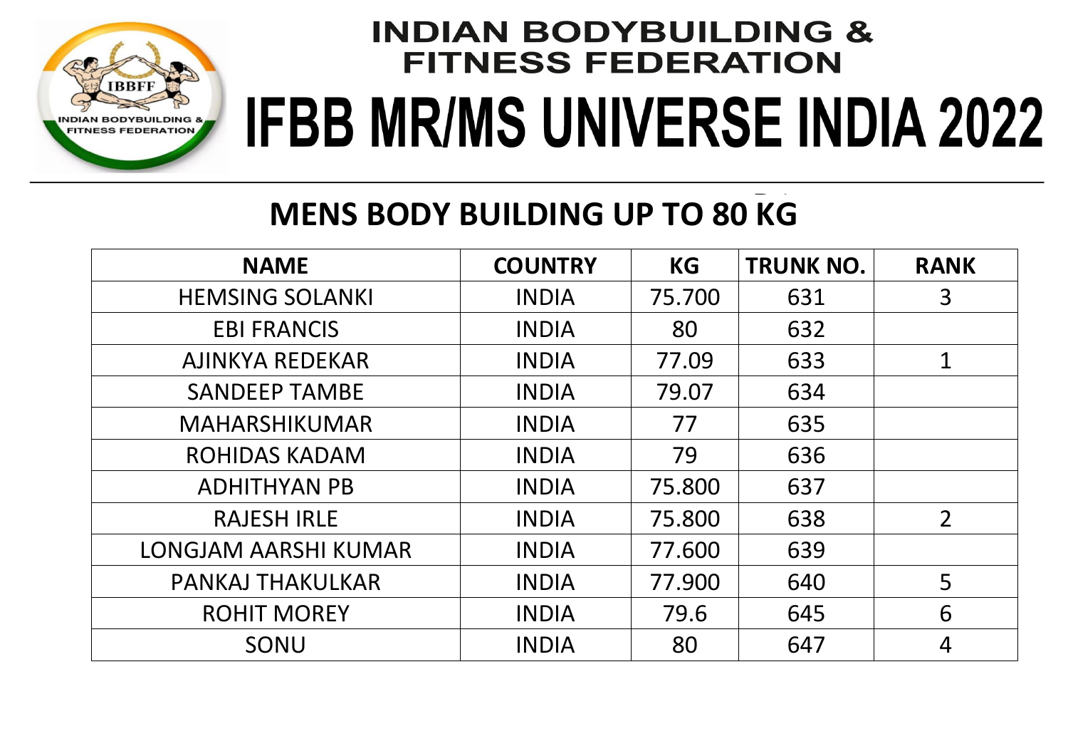# INDIAN BODYBUILDING & FITNESS FEDERATION

# IFBB MR/MS UNIVERSE INDIA 2022

## MENS BODY BUILDING UP TO 80 KG

| NAME | COUNTRY | KG | TRUNK NO. | RANK |
|---|---|---|---|---|
| HEMSING SOLANKI | INDIA | 75.700 | 631 | 3 |
| EBI FRANCIS | INDIA | 80 | 632 | |
| AJINKYA REDEKAR | INDIA | 77.09 | 633 | 1 |
| SANDEEP TAMBE | INDIA | 79.07 | 634 | |
| MAHARSHIKUMAR | INDIA | 77 | 635 | |
| ROHIDAS KADAM | INDIA | 79 | 636 | |
| ADHITHYAN PB | INDIA | 75.800 | 637 | |
| RAJESH IRLE | INDIA | 75.800 | 638 | 2 |
| LONGJAM AARSHI KUMAR | INDIA | 77.600 | 639 | |
| PANKAJ THAKULKAR | INDIA | 77.900 | 640 | 5 |
| ROHIT MOREY | INDIA | 79.6 | 645 | 6 |
| SONU | INDIA | 80 | 647 | 4 |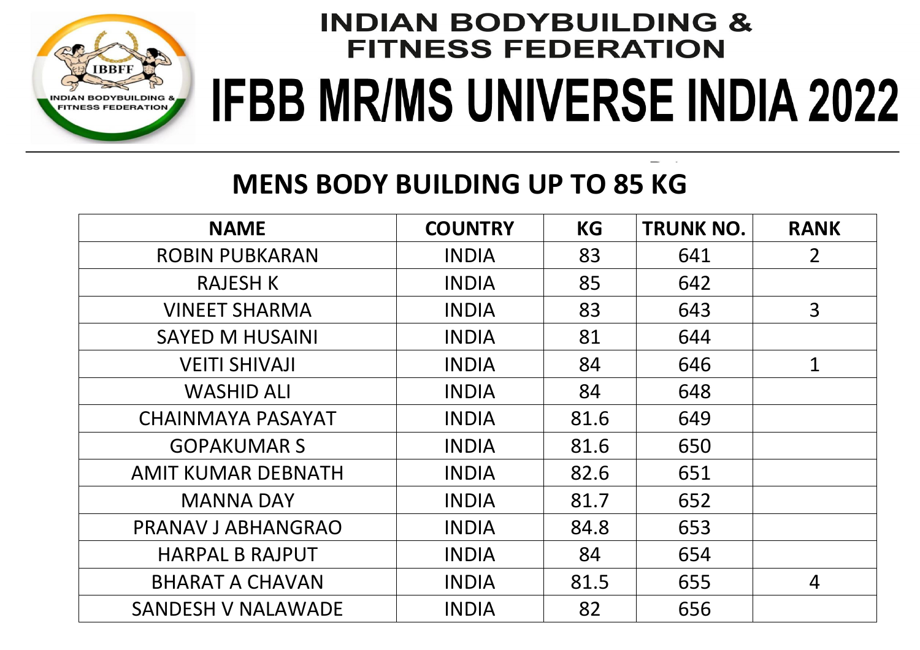# INDIAN BODYBUILDING & FITNESS FEDERATION

# IFBB MR/MS UNIVERSE INDIA 2022

## MENS BODY BUILDING UP TO 85 KG

| NAME | COUNTRY | KG | TRUNK NO. | RANK |
|---|---|---|---|---|
| ROBIN PUBKARAN | INDIA | 83 | 641 | 2 |
| RAJESH K | INDIA | 85 | 642 | |
| VINEET SHARMA | INDIA | 83 | 643 | 3 |
| SAYED M HUSAINI | INDIA | 81 | 644 | |
| VEITI SHIVAJI | INDIA | 84 | 646 | 1 |
| WASHID ALI | INDIA | 84 | 648 | |
| CHAINMAYA PASAYAT | INDIA | 81.6 | 649 | |
| GOPAKUMAR S | INDIA | 81.6 | 650 | |
| AMIT KUMAR DEBNATH | INDIA | 82.6 | 651 | |
| MANNA DAY | INDIA | 81.7 | 652 | |
| PRANAV J ABHANGRAO | INDIA | 84.8 | 653 | |
| HARPAL B RAJPUT | INDIA | 84 | 654 | |
| BHARAT A CHAVAN | INDIA | 81.5 | 655 | 4 |
| SANDESH V NALAWADE | INDIA | 82 | 656 | |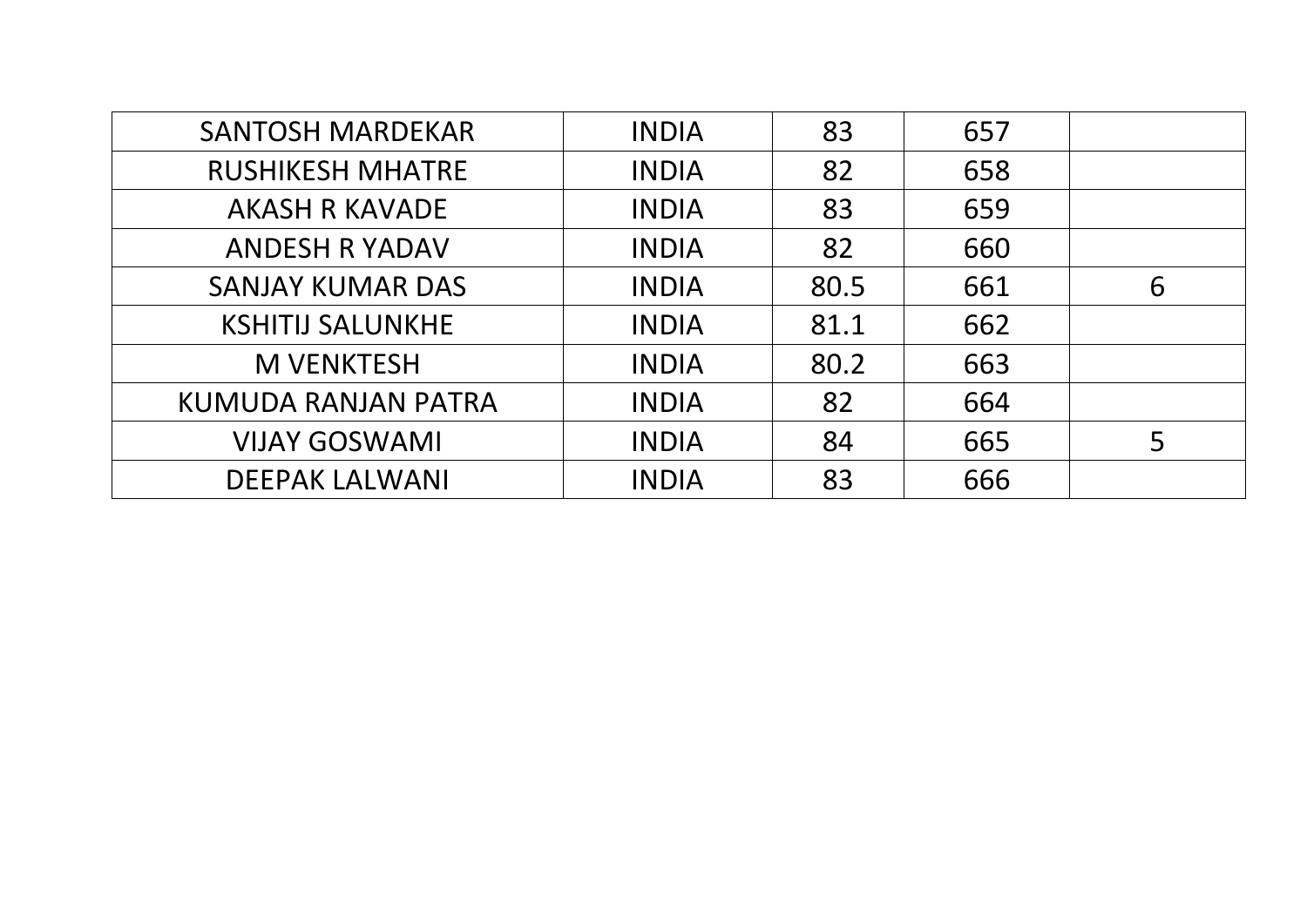| | | | | |
|---|---|---|---|---|
| SANTOSH MARDEKAR | INDIA | 83 | 657 | |
| RUSHIKESH MHATRE | INDIA | 82 | 658 | |
| AKASH R KAVADE | INDIA | 83 | 659 | |
| ANDESH R YADAV | INDIA | 82 | 660 | |
| SANJAY KUMAR DAS | INDIA | 80.5 | 661 | 6 |
| KSHITIJ SALUNKHE | INDIA | 81.1 | 662 | |
| M VENKTESH | INDIA | 80.2 | 663 | |
| KUMUDA RANJAN PATRA | INDIA | 82 | 664 | |
| VIJAY GOSWAMI | INDIA | 84 | 665 | 5 |
| DEEPAK LALWANI | INDIA | 83 | 666 | |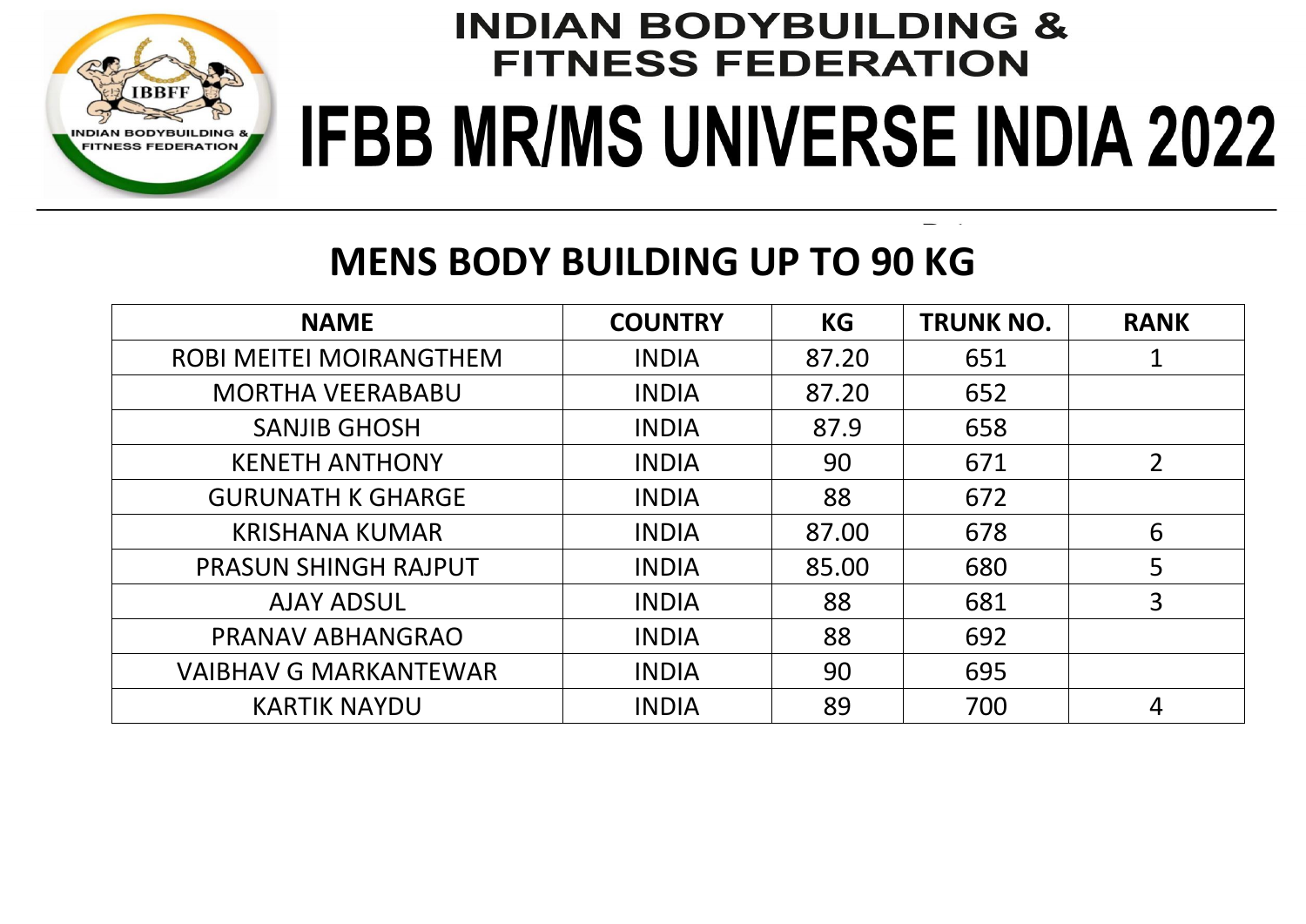# INDIAN BODYBUILDING & FITNESS FEDERATION

# IFBB MR/MS UNIVERSE INDIA 2022

## MENS BODY BUILDING UP TO 90 KG

| NAME | COUNTRY | KG | TRUNK NO. | RANK |
|---|---|---|---|---|
| ROBI MEITEI MOIRANGTHEM | INDIA | 87.20 | 651 | 1 |
| MORTHA VEERABABU | INDIA | 87.20 | 652 | |
| SANJIB GHOSH | INDIA | 87.9 | 658 | |
| KENETH ANTHONY | INDIA | 90 | 671 | 2 |
| GURUNATH K GHARGE | INDIA | 88 | 672 | |
| KRISHANA KUMAR | INDIA | 87.00 | 678 | 6 |
| PRASUN SHINGH RAJPUT | INDIA | 85.00 | 680 | 5 |
| AJAY ADSUL | INDIA | 88 | 681 | 3 |
| PRANAV ABHANGRAO | INDIA | 88 | 692 | |
| VAIBHAV G MARKANTEWAR | INDIA | 90 | 695 | |
| KARTIK NAYDU | INDIA | 89 | 700 | 4 |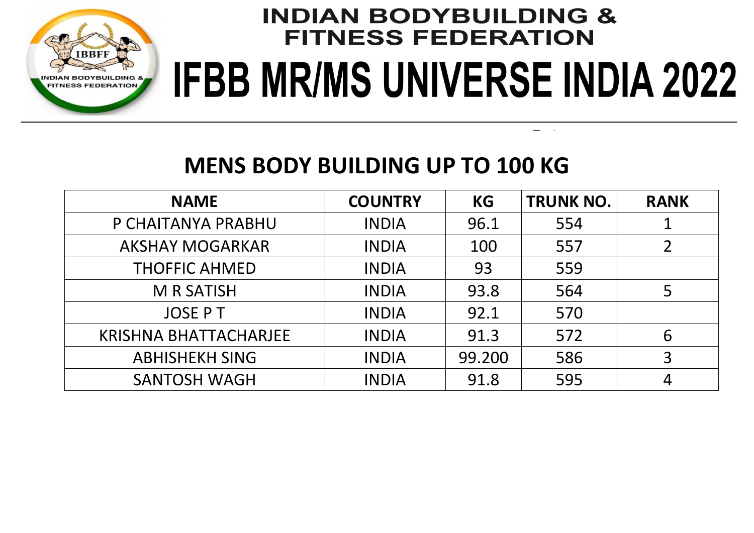# INDIAN BODYBUILDING & FITNESS FEDERATION

# IFBB MR/MS UNIVERSE INDIA 2022

## MENS BODY BUILDING UP TO 100 KG

| NAME | COUNTRY | KG | TRUNK NO. | RANK |
|---|---|---|---|---|
| P CHAITANYA PRABHU | INDIA | 96.1 | 554 | 1 |
| AKSHAY MOGARKAR | INDIA | 100 | 557 | 2 |
| THOFFIC AHMED | INDIA | 93 | 559 | |
| M R SATISH | INDIA | 93.8 | 564 | 5 |
| JOSE P T | INDIA | 92.1 | 570 | |
| KRISHNA BHATTACHARJEE | INDIA | 91.3 | 572 | 6 |
| ABHISHEKH SING | INDIA | 99.200 | 586 | 3 |
| SANTOSH WAGH | INDIA | 91.8 | 595 | 4 |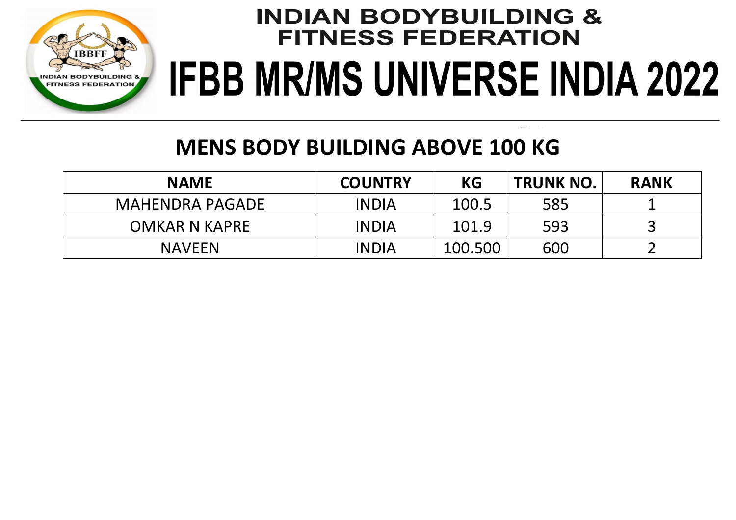# INDIAN BODYBUILDING & FITNESS FEDERATION

# IFBB MR/MS UNIVERSE INDIA 2022

## MENS BODY BUILDING ABOVE 100 KG

| NAME | COUNTRY | KG | TRUNK NO. | RANK |
|---|---|---|---|---|
| MAHENDRA PAGADE | INDIA | 100.5 | 585 | 1 |
| OMKAR N KAPRE | INDIA | 101.9 | 593 | 3 |
| NAVEEN | INDIA | 100.500 | 600 | 2 |